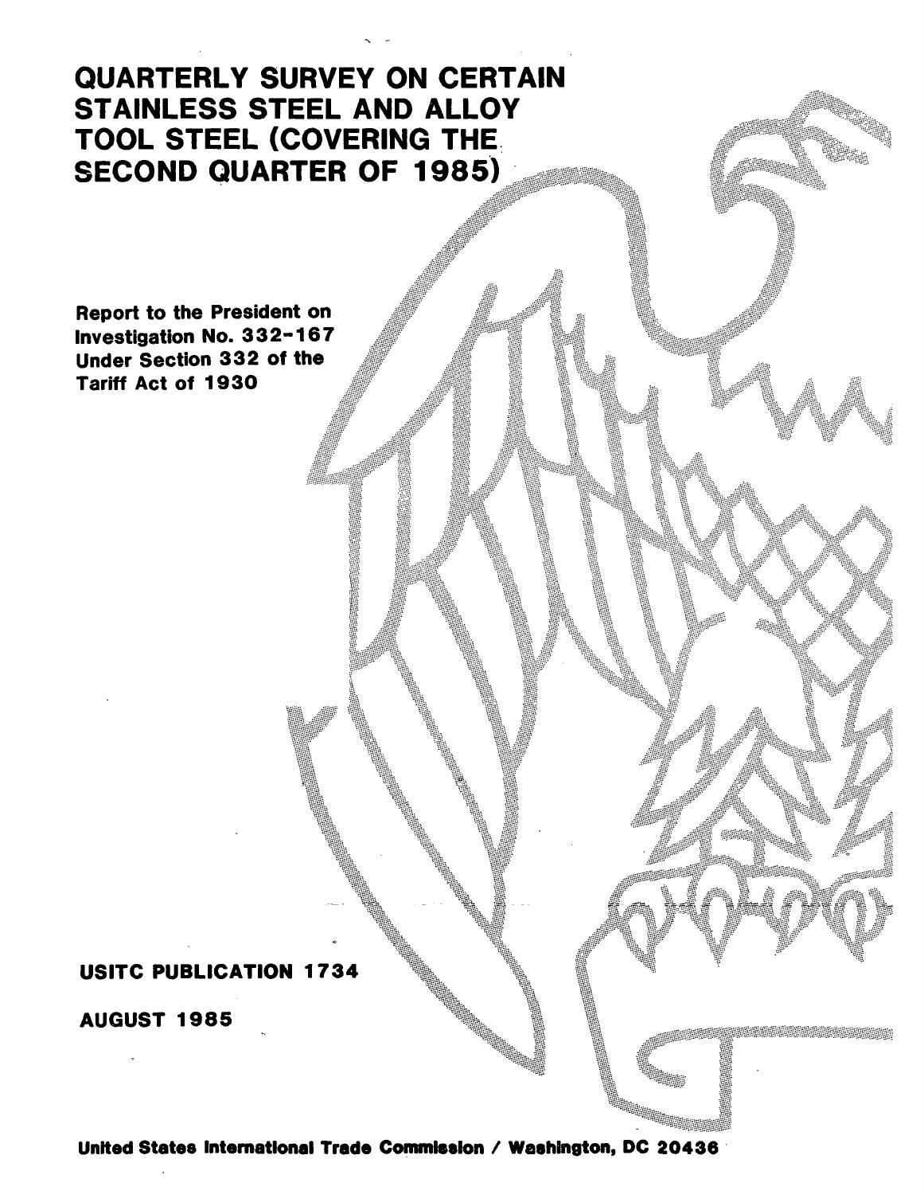# QUARTERLY SURVEY ON CERTAIN STAINLESS STEEL AND ALLOY TOOL STEEL (COVERING THE SECOND QUARTER OF 1985)

Report to the President on Investigation No. 332-167 Under Section 332 of the Tariff Act of 1930

USITC PUBLICATION 1734

AUGUST 1985

United States International Trade Commission / Washington, DC 20436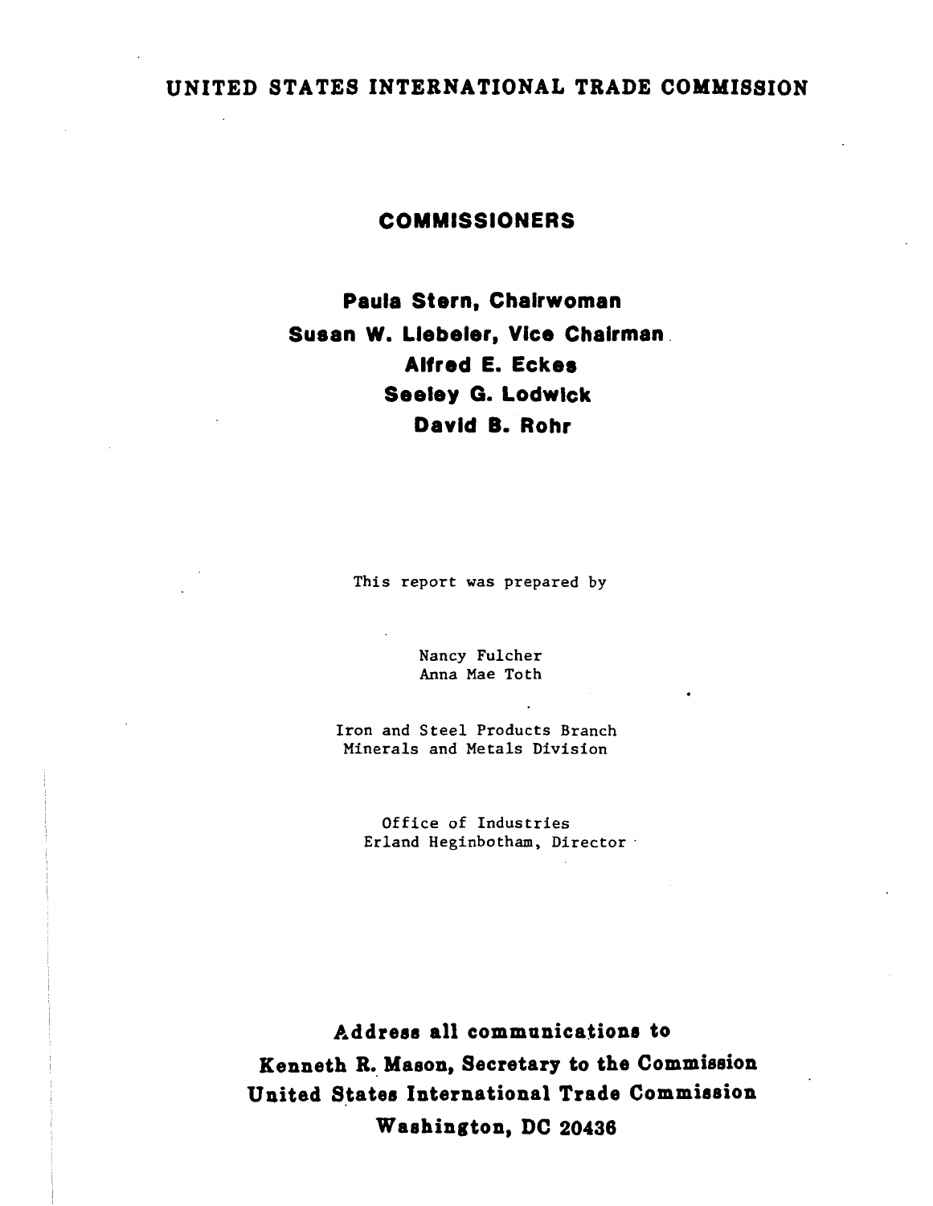# UNITED STATES INTERNATIONAL TRADE COMMISSION

## COMMISSIONERS

**Paula Stern, Chairwoman**
**Susan W. Liebeler, Vice Chairman**
**Alfred E. Eckes**
**Seeley G. Lodwick**
**David B. Rohr**

This report was prepared by

Nancy Fulcher
Anna Mae Toth

Iron and Steel Products Branch
Minerals and Metals Division

Office of Industries
Erland Heginbotham, Director

**Address all communications to**
**Kenneth R. Mason, Secretary to the Commission**
**United States International Trade Commission**
**Washington, DC 20436**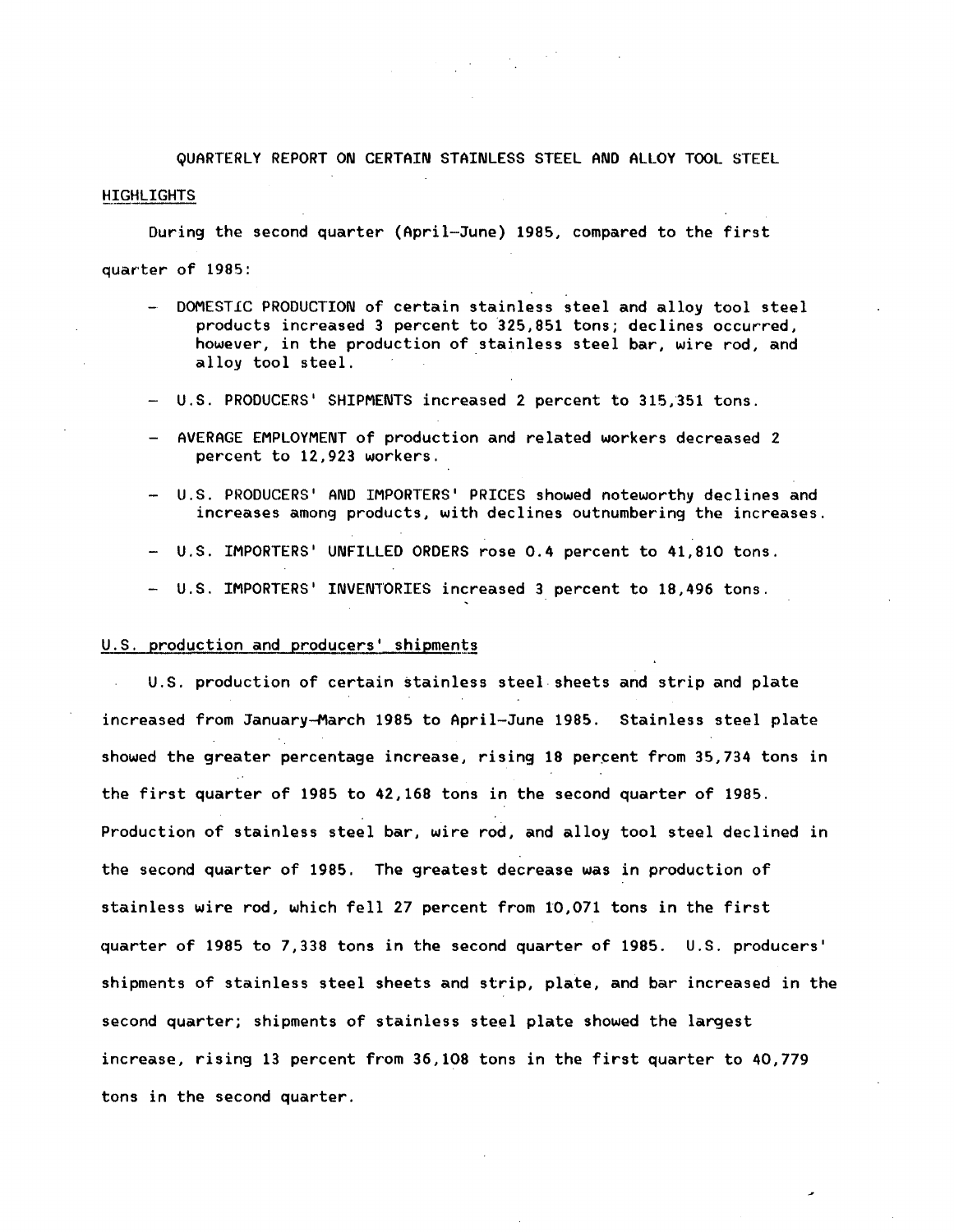# QUARTERLY REPORT ON CERTAIN STAINLESS STEEL AND ALLOY TOOL STEEL

## HIGHLIGHTS

During the second quarter (April-June) 1985, compared to the first quarter of 1985:

- DOMESTIC PRODUCTION of certain stainless steel and alloy tool steel products increased 3 percent to 325,851 tons; declines occurred, however, in the production of stainless steel bar, wire rod, and alloy tool steel.
- U.S. PRODUCERS' SHIPMENTS increased 2 percent to 315,351 tons.
- AVERAGE EMPLOYMENT of production and related workers decreased 2 percent to 12,923 workers.
- U.S. PRODUCERS' AND IMPORTERS' PRICES showed noteworthy declines and increases among products, with declines outnumbering the increases.
- U.S. IMPORTERS' UNFILLED ORDERS rose 0.4 percent to 41,810 tons.
- U.S. IMPORTERS' INVENTORIES increased 3 percent to 18,496 tons.

## U.S. production and producers' shipments

U.S. production of certain stainless steel sheets and strip and plate increased from January-March 1985 to April-June 1985. Stainless steel plate showed the greater percentage increase, rising 18 percent from 35,734 tons in the first quarter of 1985 to 42,168 tons in the second quarter of 1985. Production of stainless steel bar, wire rod, and alloy tool steel declined in the second quarter of 1985. The greatest decrease was in production of stainless wire rod, which fell 27 percent from 10,071 tons in the first quarter of 1985 to 7,338 tons in the second quarter of 1985. U.S. producers' shipments of stainless steel sheets and strip, plate, and bar increased in the second quarter; shipments of stainless steel plate showed the largest increase, rising 13 percent from 36,108 tons in the first quarter to 40,779 tons in the second quarter.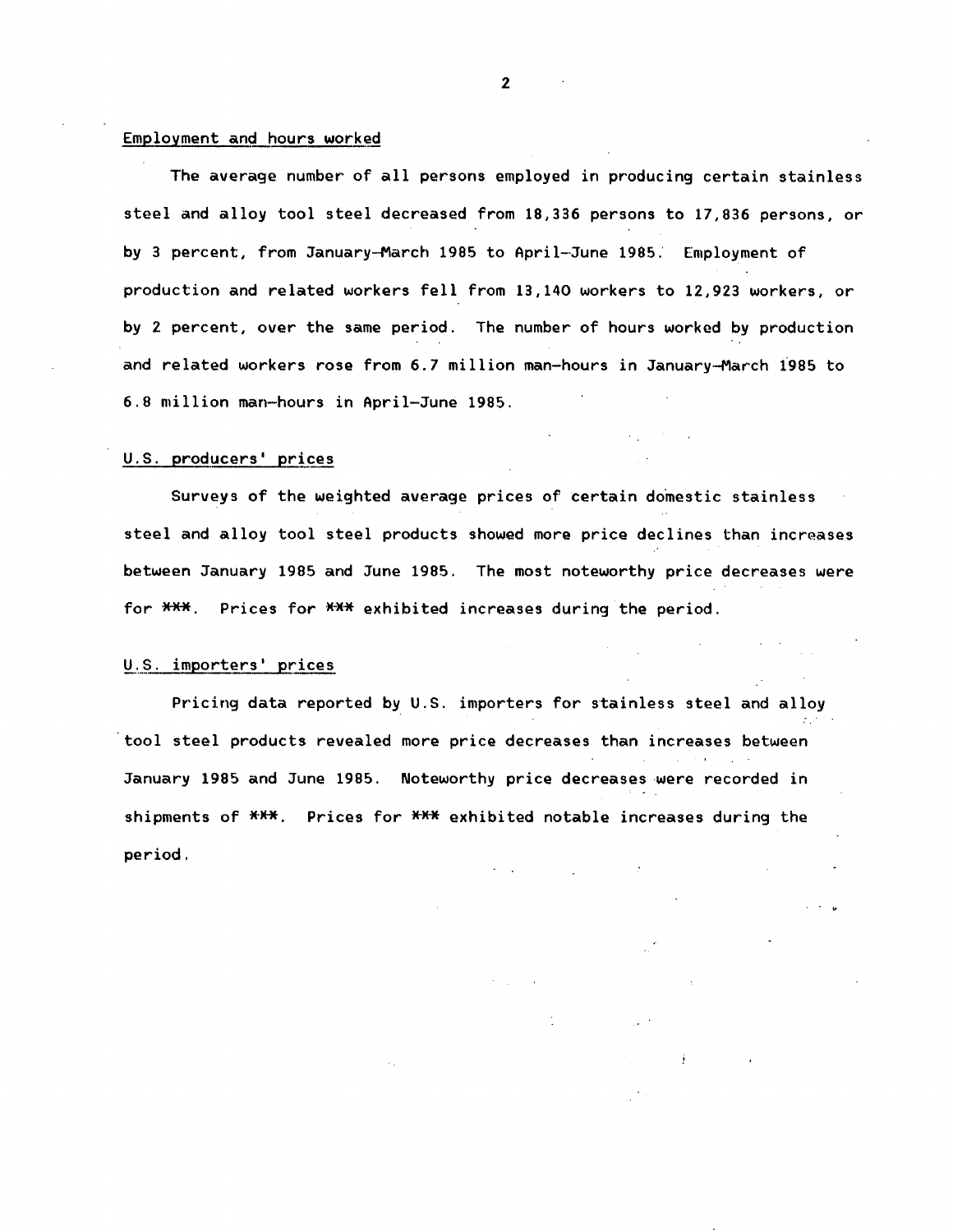## Employment and hours worked

The average number of all persons employed in producing certain stainless steel and alloy tool steel decreased from 18,336 persons to 17,836 persons, or by 3 percent, from January-March 1985 to April-June 1985. Employment of production and related workers fell from 13,140 workers to 12,923 workers, or by 2 percent, over the same period. The number of hours worked by production and related workers rose from 6.7 million man-hours in January-March 1985 to 6.8 million man-hours in April-June 1985.

## U.S. producers' prices

Surveys of the weighted average prices of certain domestic stainless steel and alloy tool steel products showed more price declines than increases between January 1985 and June 1985. The most noteworthy price decreases were for ***. Prices for *** exhibited increases during the period.

## U.S. importers' prices

Pricing data reported by U.S. importers for stainless steel and alloy tool steel products revealed more price decreases than increases between January 1985 and June 1985. Noteworthy price decreases were recorded in shipments of ***. Prices for *** exhibited notable increases during the period.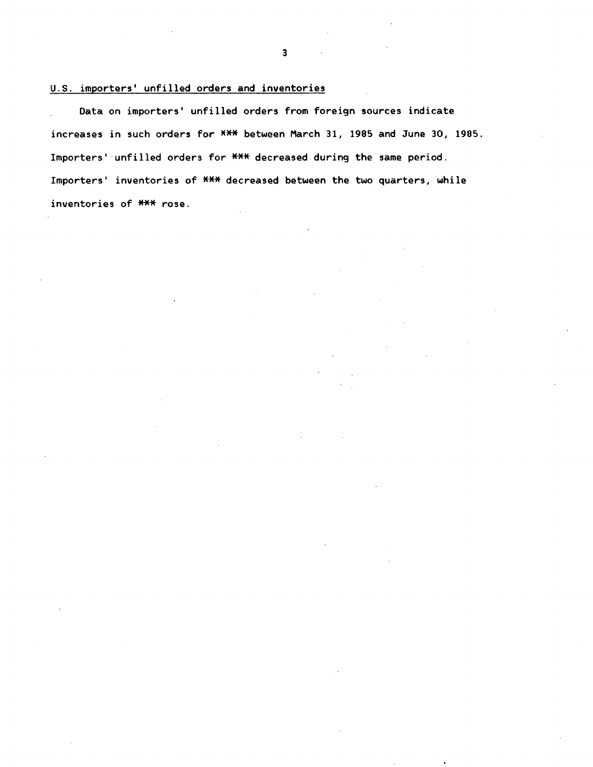## U.S. importers' unfilled orders and inventories

Data on importers' unfilled orders from foreign sources indicate increases in such orders for *** between March 31, 1985 and June 30, 1985. Importers' unfilled orders for *** decreased during the same period. Importers' inventories of *** decreased between the two quarters, while inventories of *** rose.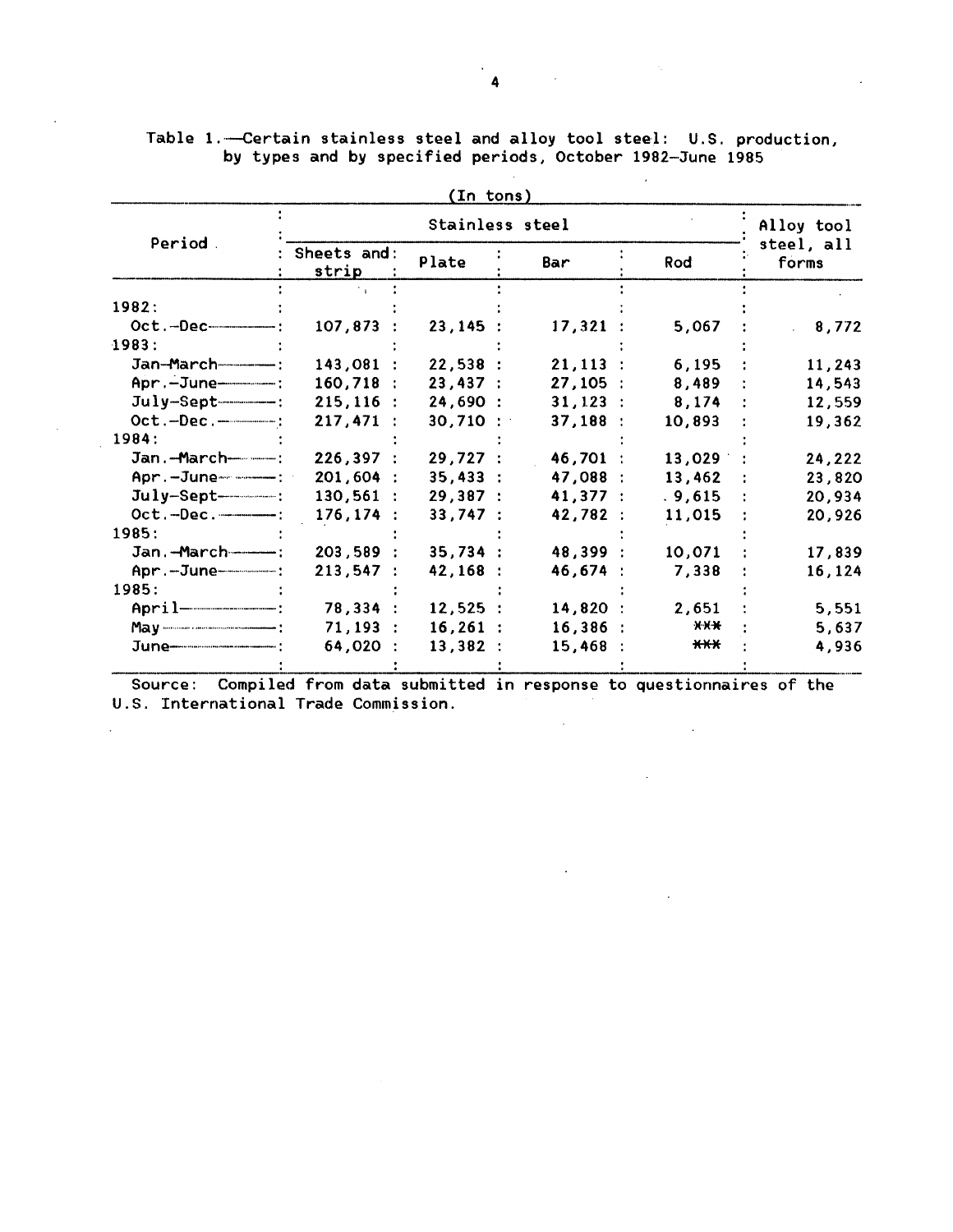Table 1.—Certain stainless steel and alloy tool steel: U.S. production, by types and by specified periods, October 1982–June 1985

(In tons)

| Period | Stainless steel | | | | Alloy tool steel, all forms |
|---|---|---|---|---|---|
| | Sheets and strip | Plate | Bar | Rod | |
| 1982: | | | | | |
| Oct.–Dec. | 107,873 | 23,145 | 17,321 | 5,067 | 8,772 |
| 1983: | | | | | |
| Jan–March | 143,081 | 22,538 | 21,113 | 6,195 | 11,243 |
| Apr.–June | 160,718 | 23,437 | 27,105 | 8,489 | 14,543 |
| July–Sept | 215,116 | 24,690 | 31,123 | 8,174 | 12,559 |
| Oct.–Dec. | 217,471 | 30,710 | 37,188 | 10,893 | 19,362 |
| 1984: | | | | | |
| Jan.–March | 226,397 | 29,727 | 46,701 | 13,029 | 24,222 |
| Apr.–June | 201,604 | 35,433 | 47,088 | 13,462 | 23,820 |
| July–Sept | 130,561 | 29,387 | 41,377 | 9,615 | 20,934 |
| Oct.–Dec. | 176,174 | 33,747 | 42,782 | 11,015 | 20,926 |
| 1985: | | | | | |
| Jan.–March | 203,589 | 35,734 | 48,399 | 10,071 | 17,839 |
| Apr.–June | 213,547 | 42,168 | 46,674 | 7,338 | 16,124 |
| 1985: | | | | | |
| April | 78,334 | 12,525 | 14,820 | 2,651 | 5,551 |
| May | 71,193 | 16,261 | 16,386 | *** | 5,637 |
| June | 64,020 | 13,382 | 15,468 | *** | 4,936 |

Source: Compiled from data submitted in response to questionnaires of the U.S. International Trade Commission.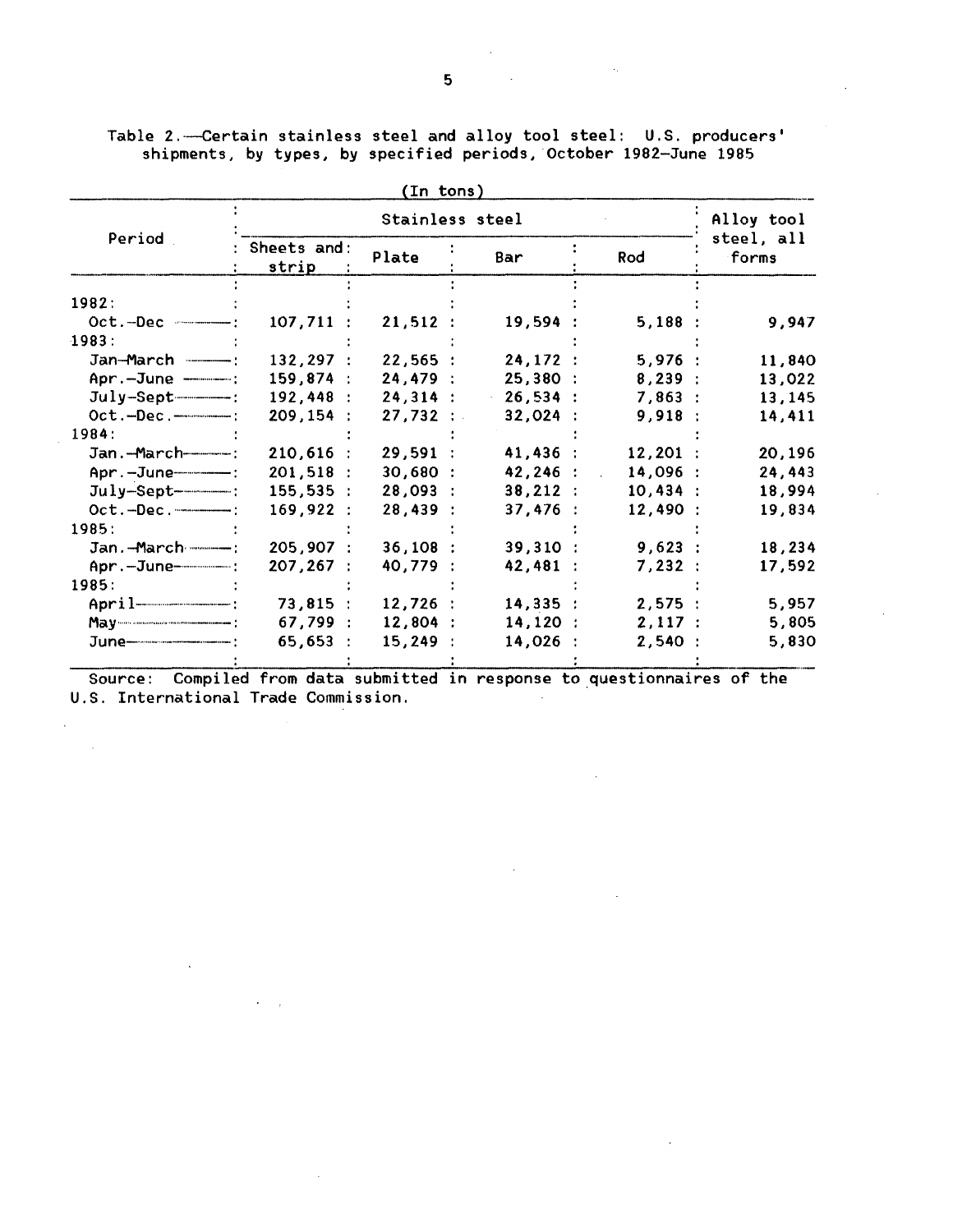Table 2.—Certain stainless steel and alloy tool steel: U.S. producers' shipments, by types, by specified periods, October 1982–June 1985

(In tons)

| Period | Stainless steel | | | | Alloy tool steel, all forms |
|---|---|---|---|---|---|
| | Sheets and strip | Plate | Bar | Rod | |
| 1982: | | | | | |
| Oct.–Dec | 107,711 | 21,512 | 19,594 | 5,188 | 9,947 |
| 1983: | | | | | |
| Jan–March | 132,297 | 22,565 | 24,172 | 5,976 | 11,840 |
| Apr.–June | 159,874 | 24,479 | 25,380 | 8,239 | 13,022 |
| July–Sept | 192,448 | 24,314 | 26,534 | 7,863 | 13,145 |
| Oct.–Dec. | 209,154 | 27,732 | 32,024 | 9,918 | 14,411 |
| 1984: | | | | | |
| Jan.–March | 210,616 | 29,591 | 41,436 | 12,201 | 20,196 |
| Apr.–June | 201,518 | 30,680 | 42,246 | 14,096 | 24,443 |
| July–Sept | 155,535 | 28,093 | 38,212 | 10,434 | 18,994 |
| Oct.–Dec. | 169,922 | 28,439 | 37,476 | 12,490 | 19,834 |
| 1985: | | | | | |
| Jan.–March | 205,907 | 36,108 | 39,310 | 9,623 | 18,234 |
| Apr.–June | 207,267 | 40,779 | 42,481 | 7,232 | 17,592 |
| 1985: | | | | | |
| April | 73,815 | 12,726 | 14,335 | 2,575 | 5,957 |
| May | 67,799 | 12,804 | 14,120 | 2,117 | 5,805 |
| June | 65,653 | 15,249 | 14,026 | 2,540 | 5,830 |

Source: Compiled from data submitted in response to questionnaires of the U.S. International Trade Commission.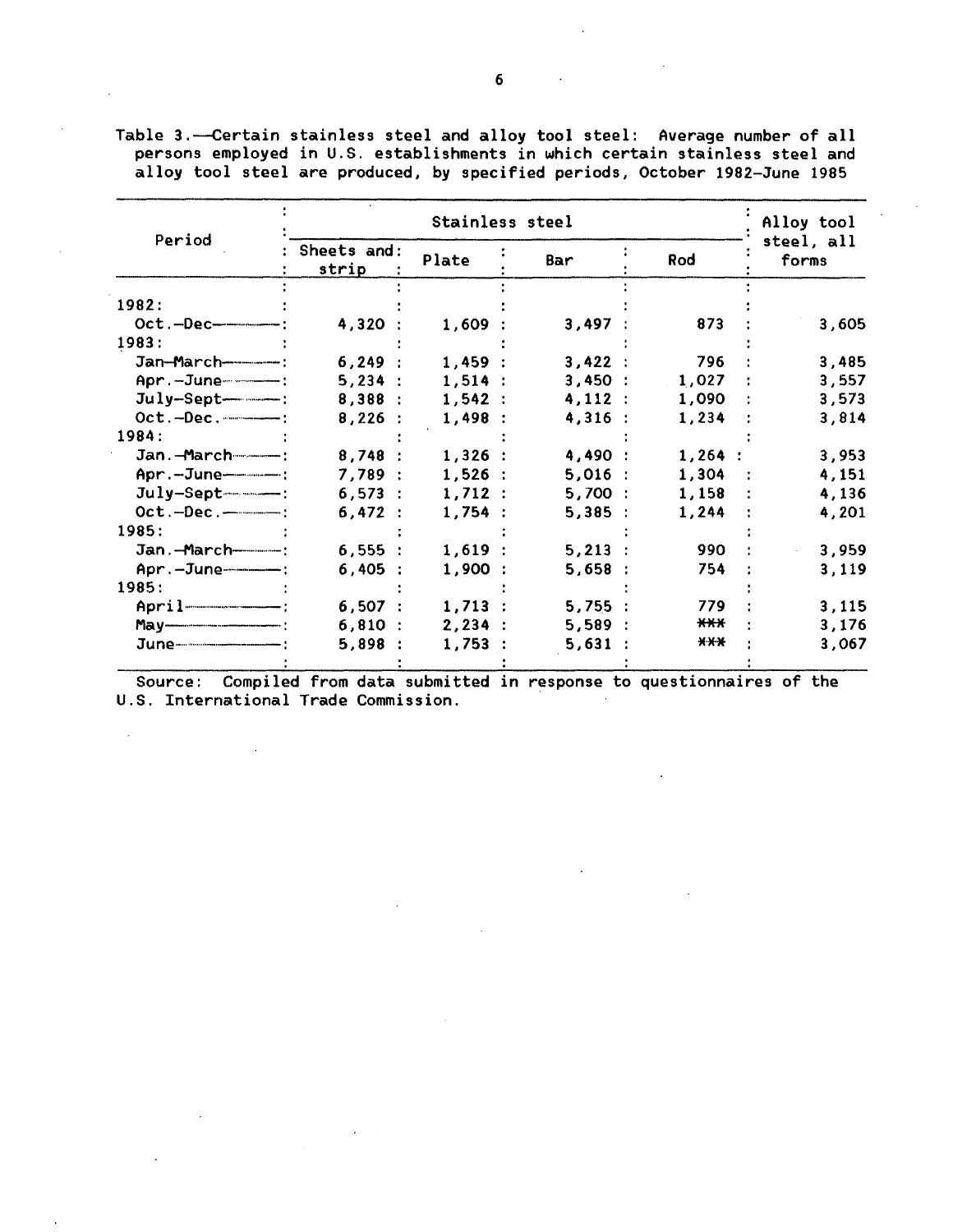Table 3.—Certain stainless steel and alloy tool steel: Average number of all persons employed in U.S. establishments in which certain stainless steel and alloy tool steel are produced, by specified periods, October 1982–June 1985

| Period | Stainless steel | | | | Alloy tool steel, all forms |
|---|---|---|---|---|---|
| | Sheets and strip | Plate | Bar | Rod | |
| 1982: | | | | | |
| Oct.–Dec. | 4,320 | 1,609 | 3,497 | 873 | 3,605 |
| 1983: | | | | | |
| Jan–March | 6,249 | 1,459 | 3,422 | 796 | 3,485 |
| Apr.–June | 5,234 | 1,514 | 3,450 | 1,027 | 3,557 |
| July–Sept | 8,388 | 1,542 | 4,112 | 1,090 | 3,573 |
| Oct.–Dec. | 8,226 | 1,498 | 4,316 | 1,234 | 3,814 |
| 1984: | | | | | |
| Jan.–March | 8,748 | 1,326 | 4,490 | 1,264 | 3,953 |
| Apr.–June | 7,789 | 1,526 | 5,016 | 1,304 | 4,151 |
| July–Sept | 6,573 | 1,712 | 5,700 | 1,158 | 4,136 |
| Oct.–Dec. | 6,472 | 1,754 | 5,385 | 1,244 | 4,201 |
| 1985: | | | | | |
| Jan.–March | 6,555 | 1,619 | 5,213 | 990 | 3,959 |
| Apr.–June | 6,405 | 1,900 | 5,658 | 754 | 3,119 |
| 1985: | | | | | |
| April | 6,507 | 1,713 | 5,755 | 779 | 3,115 |
| May | 6,810 | 2,234 | 5,589 | *** | 3,176 |
| June | 5,898 | 1,753 | 5,631 | *** | 3,067 |

Source: Compiled from data submitted in response to questionnaires of the U.S. International Trade Commission.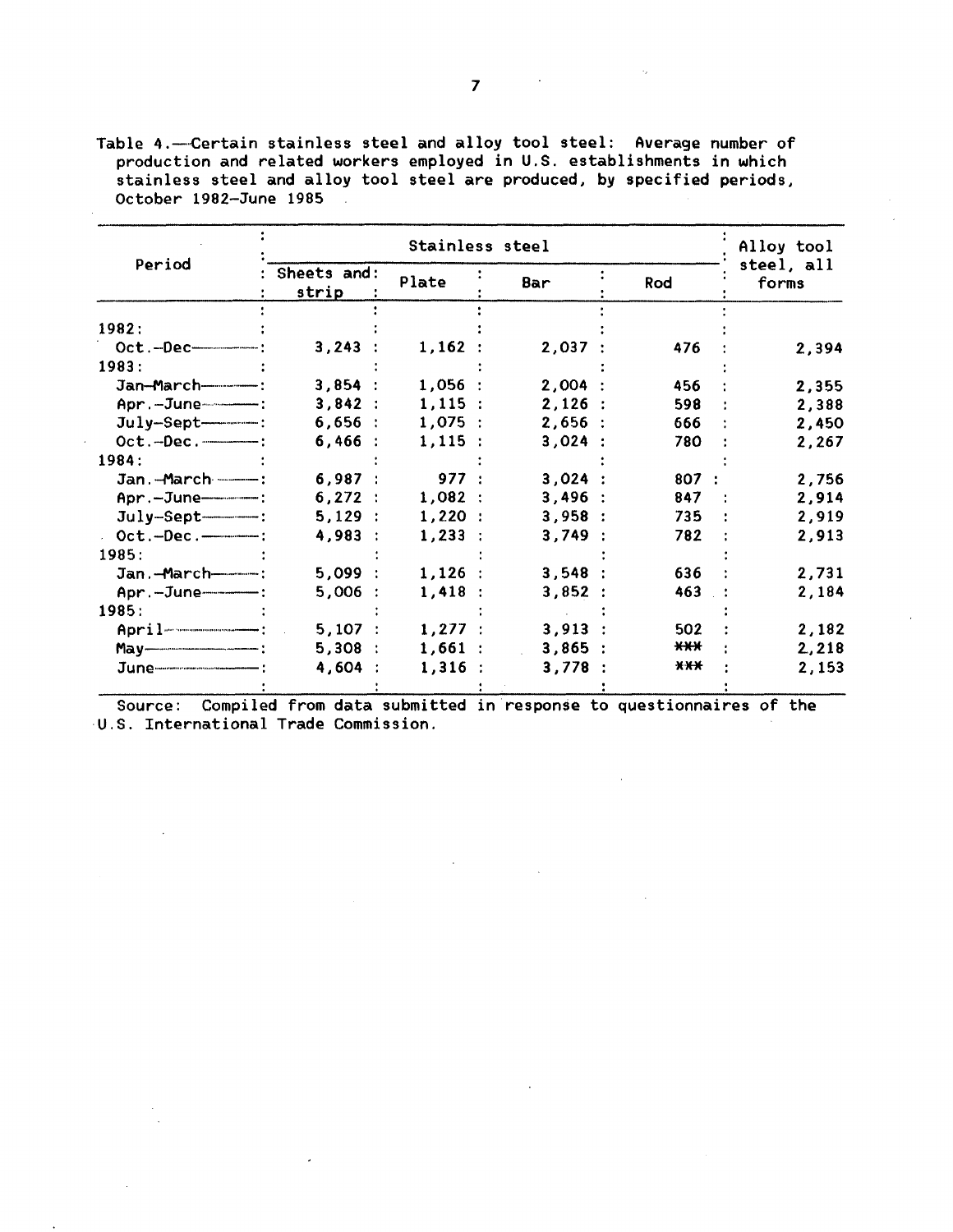Table 4.—Certain stainless steel and alloy tool steel: Average number of production and related workers employed in U.S. establishments in which stainless steel and alloy tool steel are produced, by specified periods, October 1982–June 1985

| Period | Stainless steel | | | | Alloy tool steel, all forms |
|---|---|---|---|---|---|
| | Sheets and strip | Plate | Bar | Rod | |
| 1982: | | | | | |
| Oct.–Dec. | 3,243 | 1,162 | 2,037 | 476 | 2,394 |
| 1983: | | | | | |
| Jan–March | 3,854 | 1,056 | 2,004 | 456 | 2,355 |
| Apr.–June | 3,842 | 1,115 | 2,126 | 598 | 2,388 |
| July–Sept | 6,656 | 1,075 | 2,656 | 666 | 2,450 |
| Oct.–Dec. | 6,466 | 1,115 | 3,024 | 780 | 2,267 |
| 1984: | | | | | |
| Jan.–March | 6,987 | 977 | 3,024 | 807 | 2,756 |
| Apr.–June | 6,272 | 1,082 | 3,496 | 847 | 2,914 |
| July–Sept | 5,129 | 1,220 | 3,958 | 735 | 2,919 |
| Oct.–Dec. | 4,983 | 1,233 | 3,749 | 782 | 2,913 |
| 1985: | | | | | |
| Jan.–March | 5,099 | 1,126 | 3,548 | 636 | 2,731 |
| Apr.–June | 5,006 | 1,418 | 3,852 | 463 | 2,184 |
| 1985: | | | | | |
| April | 5,107 | 1,277 | 3,913 | 502 | 2,182 |
| May | 5,308 | 1,661 | 3,865 | *** | 2,218 |
| June | 4,604 | 1,316 | 3,778 | *** | 2,153 |

Source: Compiled from data submitted in response to questionnaires of the U.S. International Trade Commission.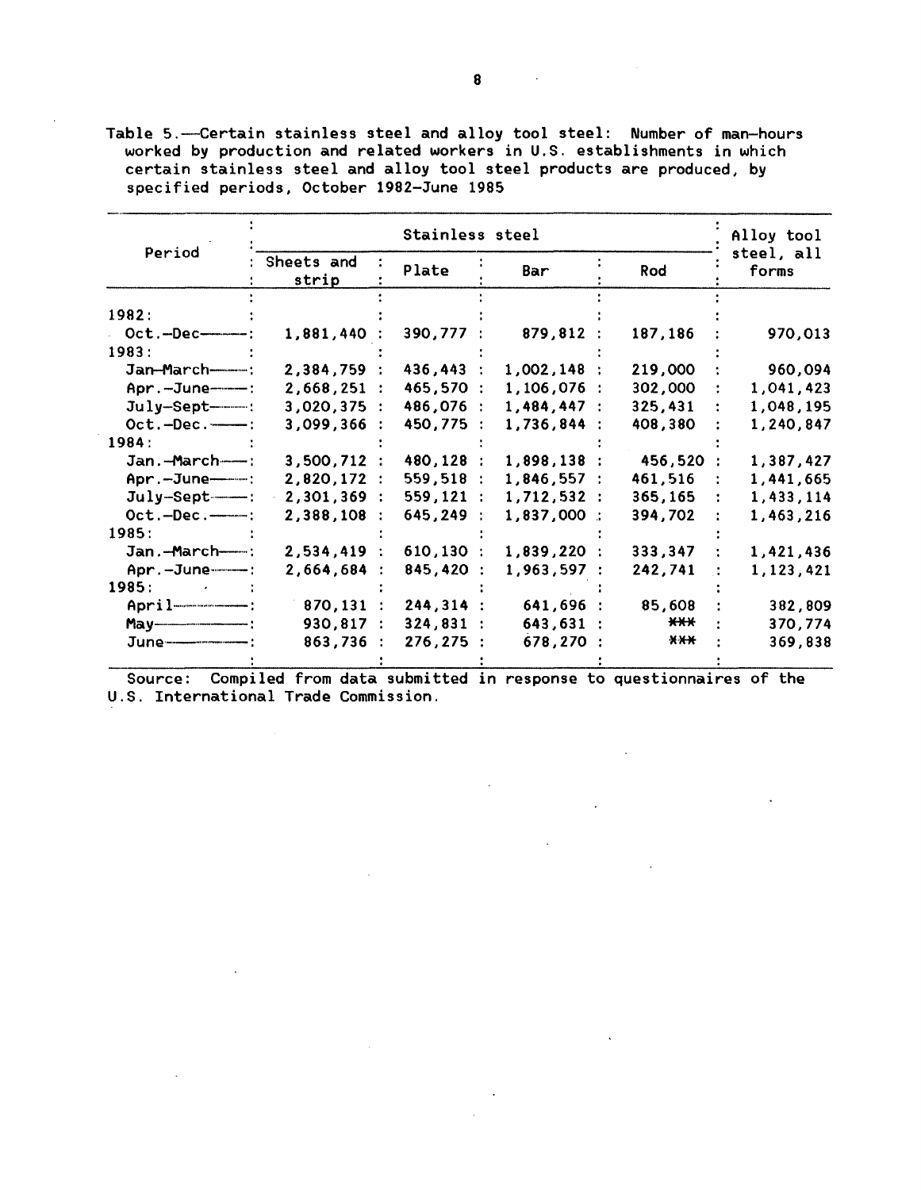Table 5.—Certain stainless steel and alloy tool steel: Number of man-hours worked by production and related workers in U.S. establishments in which certain stainless steel and alloy tool steel products are produced, by specified periods, October 1982-June 1985

| Period | Stainless steel | | | | Alloy tool steel, all forms |
|---|---|---|---|---|---|
| | Sheets and strip | Plate | Bar | Rod | |
| 1982: | | | | | |
| Oct.-Dec. | 1,881,440 | 390,777 | 879,812 | 187,186 | 970,013 |
| 1983: | | | | | |
| Jan-March | 2,384,759 | 436,443 | 1,002,148 | 219,000 | 960,094 |
| Apr.-June | 2,668,251 | 465,570 | 1,106,076 | 302,000 | 1,041,423 |
| July-Sept | 3,020,375 | 486,076 | 1,484,447 | 325,431 | 1,048,195 |
| Oct.-Dec. | 3,099,366 | 450,775 | 1,736,844 | 408,380 | 1,240,847 |
| 1984: | | | | | |
| Jan.-March | 3,500,712 | 480,128 | 1,898,138 | 456,520 | 1,387,427 |
| Apr.-June | 2,820,172 | 559,518 | 1,846,557 | 461,516 | 1,441,665 |
| July-Sept | 2,301,369 | 559,121 | 1,712,532 | 365,165 | 1,433,114 |
| Oct.-Dec. | 2,388,108 | 645,249 | 1,837,000 | 394,702 | 1,463,216 |
| 1985: | | | | | |
| Jan.-March | 2,534,419 | 610,130 | 1,839,220 | 333,347 | 1,421,436 |
| Apr.-June | 2,664,684 | 845,420 | 1,963,597 | 242,741 | 1,123,421 |
| 1985: | | | | | |
| April | 870,131 | 244,314 | 641,696 | 85,608 | 382,809 |
| May | 930,817 | 324,831 | 643,631 | *** | 370,774 |
| June | 863,736 | 276,275 | 678,270 | *** | 369,838 |

Source: Compiled from data submitted in response to questionnaires of the U.S. International Trade Commission.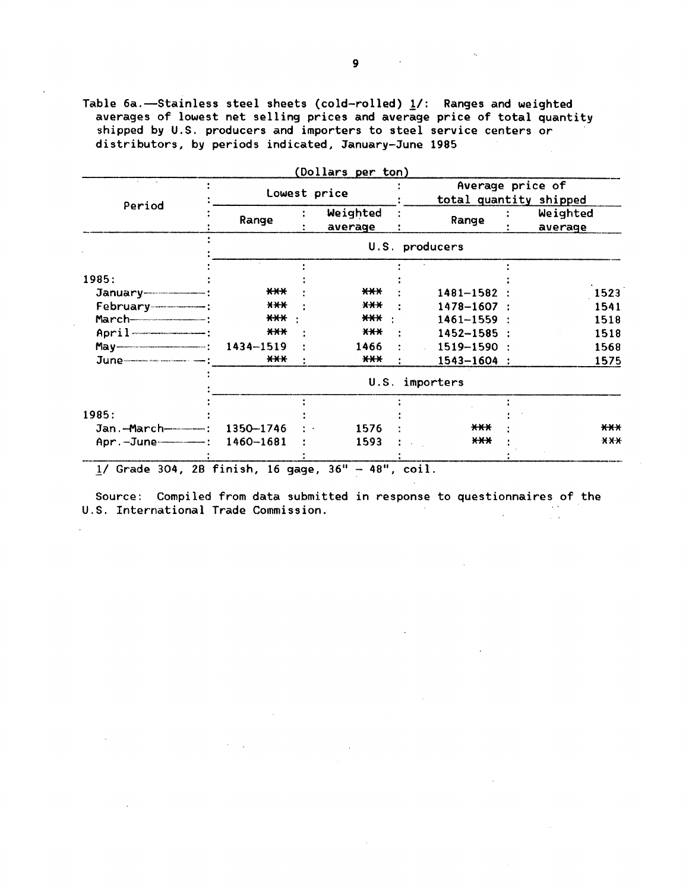Table 6a.—Stainless steel sheets (cold-rolled) 1/: Ranges and weighted averages of lowest net selling prices and average price of total quantity shipped by U.S. producers and importers to steel service centers or distributors, by periods indicated, January-June 1985

(Dollars per ton)

| Period | Lowest price | | Average price of total quantity shipped | |
|---|---|---|---|---|
| | Range | Weighted average | Range | Weighted average |
| | U.S. producers | | | |
| 1985: | | | | |
| January | *** | *** | 1481-1582 | 1523 |
| February | *** | *** | 1478-1607 | 1541 |
| March | *** | *** | 1461-1559 | 1518 |
| April | *** | *** | 1452-1585 | 1518 |
| May | 1434-1519 | 1466 | 1519-1590 | 1568 |
| June | *** | *** | 1543-1604 | 1575 |
| | U.S. importers | | | |
| 1985: | | | | |
| Jan.-March | 1350-1746 | 1576 | *** | *** |
| Apr.-June | 1460-1681 | 1593 | *** | *** |

1/ Grade 304, 2B finish, 16 gage, 36" - 48", coil.

Source: Compiled from data submitted in response to questionnaires of the U.S. International Trade Commission.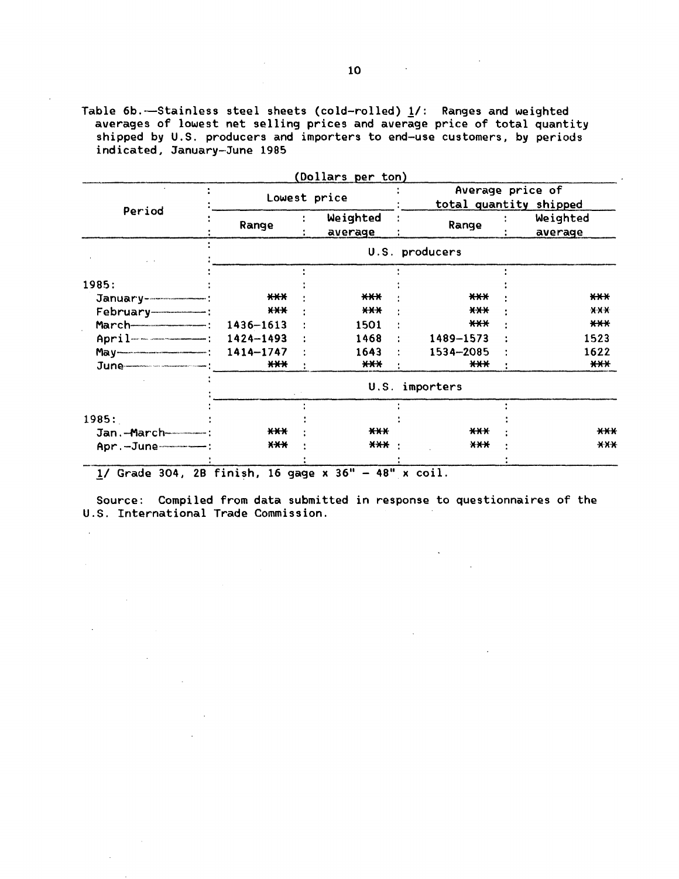Table 6b.—Stainless steel sheets (cold-rolled) 1/: Ranges and weighted averages of lowest net selling prices and average price of total quantity shipped by U.S. producers and importers to end-use customers, by periods indicated, January-June 1985

(Dollars per ton)

| Period | Lowest price | | Average price of total quantity shipped | |
|---|---|---|---|---|
| | Range | Weighted average | Range | Weighted average |
| | U.S. producers | | | |
| 1985: | | | | |
| January | *** | *** | *** | *** |
| February | *** | *** | *** | *** |
| March | 1436-1613 | 1501 | *** | *** |
| April | 1424-1493 | 1468 | 1489-1573 | 1523 |
| May | 1414-1747 | 1643 | 1534-2085 | 1622 |
| June | *** | *** | *** | *** |
| | U.S. importers | | | |
| 1985: | | | | |
| Jan.-March | *** | *** | *** | *** |
| Apr.-June | *** | *** | *** | *** |

1/ Grade 304, 2B finish, 16 gage x 36" - 48" x coil.

Source: Compiled from data submitted in response to questionnaires of the U.S. International Trade Commission.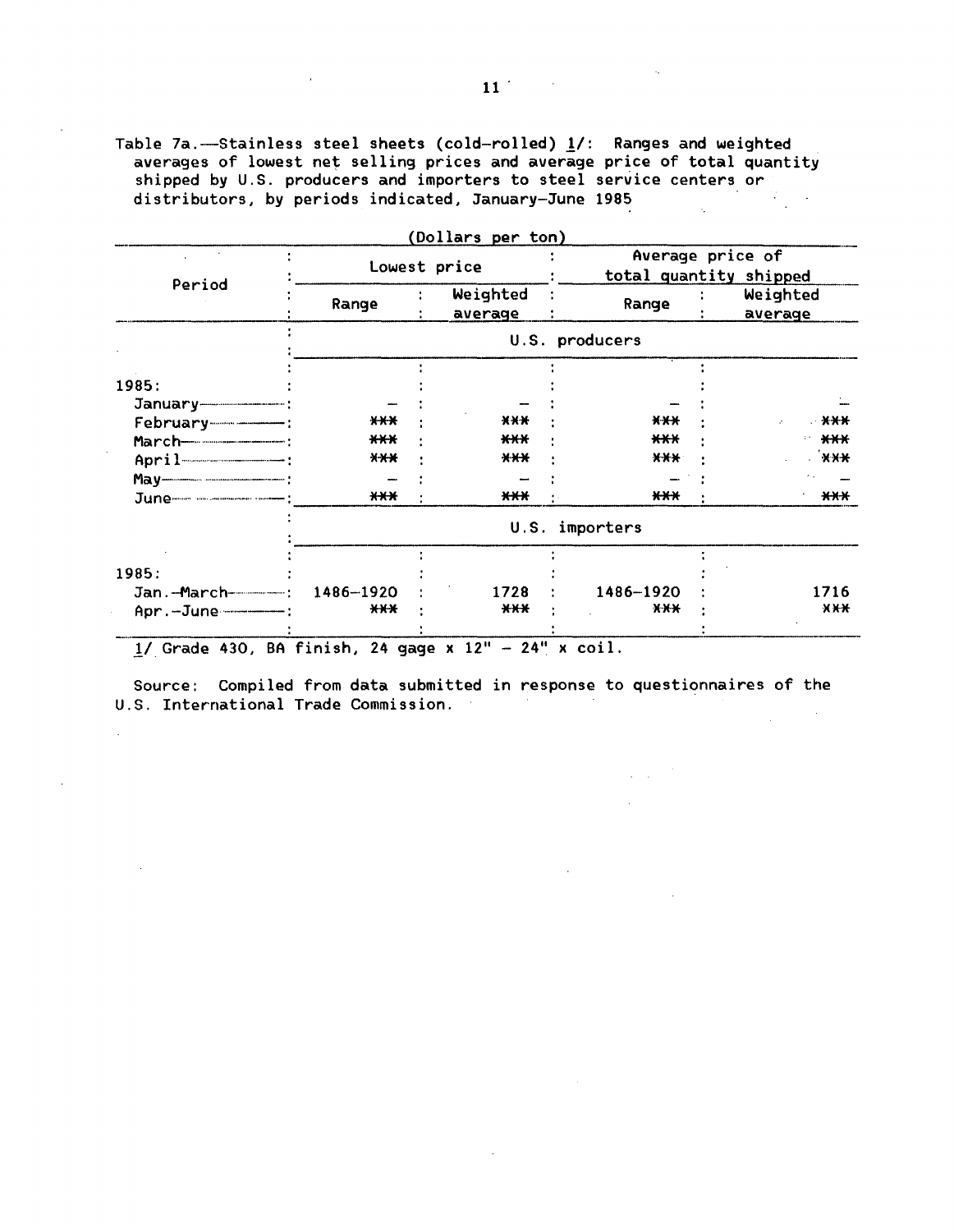Table 7a.—Stainless steel sheets (cold-rolled) 1/: Ranges and weighted averages of lowest net selling prices and average price of total quantity shipped by U.S. producers and importers to steel service centers or distributors, by periods indicated, January-June 1985

(Dollars per ton)

| Period | Lowest price | | Average price of total quantity shipped | |
|---|---|---|---|---|
| | Range | Weighted average | Range | Weighted average |
| | U.S. producers | | | |
| 1985: | | | | |
| January | — | — | — | — |
| February | *** | *** | *** | *** |
| March | *** | *** | *** | *** |
| April | *** | *** | *** | *** |
| May | — | — | — | — |
| June | *** | *** | *** | *** |
| | U.S. importers | | | |
| 1985: | | | | |
| Jan.-March | 1486-1920 | 1728 | 1486-1920 | 1716 |
| Apr.-June | *** | *** | *** | *** |

1/ Grade 430, BA finish, 24 gage x 12" - 24" x coil.

Source: Compiled from data submitted in response to questionnaires of the U.S. International Trade Commission.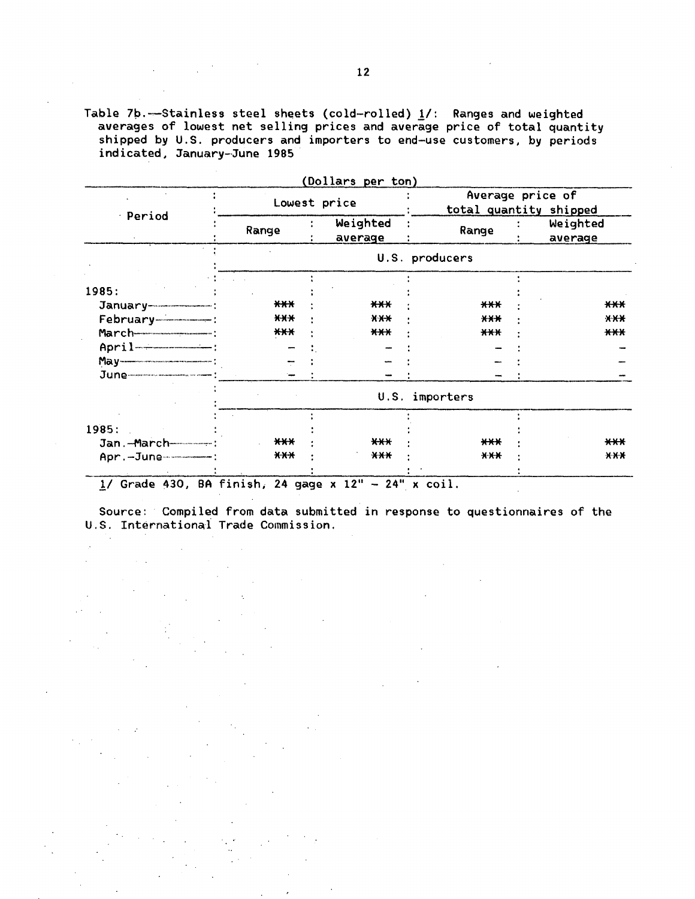Table 7b.--Stainless steel sheets (cold-rolled) 1/: Ranges and weighted averages of lowest net selling prices and average price of total quantity shipped by U.S. producers and importers to end-use customers, by periods indicated, January-June 1985

(Dollars per ton)

| Period | Lowest price | | Average price of total quantity shipped | |
|---|---|---|---|---|
| | Range | Weighted average | Range | Weighted average |
| | U.S. producers | | | |
| 1985: | | | | |
| January | *** | *** | *** | *** |
| February | *** | *** | *** | *** |
| March | *** | *** | *** | *** |
| April | - | - | - | - |
| May | - | - | - | - |
| June | - | - | - | - |
| | U.S. importers | | | |
| 1985: | | | | |
| Jan.-March | *** | *** | *** | *** |
| Apr.-June | *** | *** | *** | *** |

1/ Grade 430, BA finish, 24 gage x 12" - 24" x coil.

Source: Compiled from data submitted in response to questionnaires of the U.S. International Trade Commission.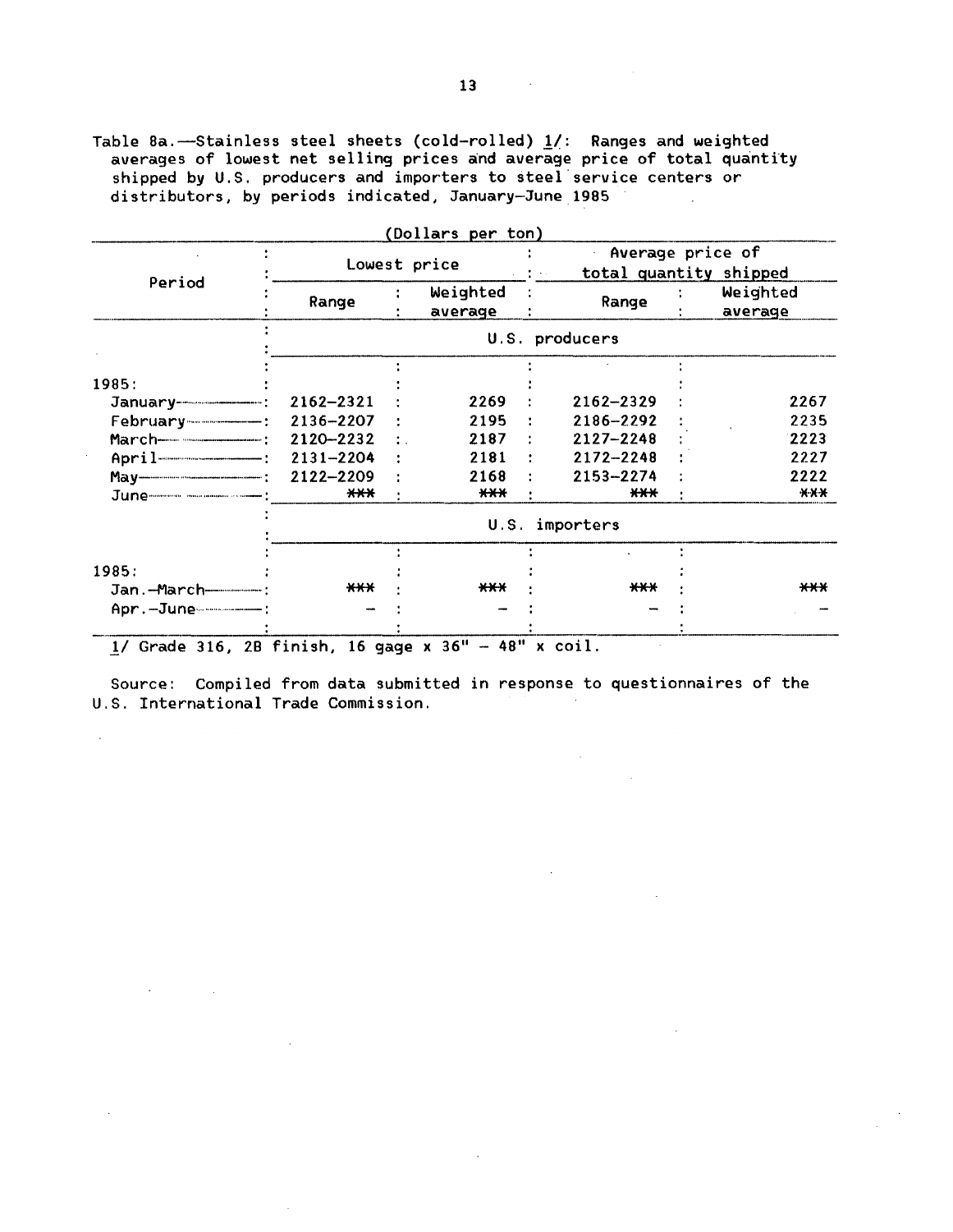Table 8a.—Stainless steel sheets (cold-rolled) 1/: Ranges and weighted averages of lowest net selling prices and average price of total quantity shipped by U.S. producers and importers to steel service centers or distributors, by periods indicated, January-June 1985

(Dollars per ton)

| Period | Lowest price | | Average price of total quantity shipped | |
|---|---|---|---|---|
| | Range | Weighted average | Range | Weighted average |
| | U.S. producers | | | |
| 1985: | | | | |
| January | 2162-2321 | 2269 | 2162-2329 | 2267 |
| February | 2136-2207 | 2195 | 2186-2292 | 2235 |
| March | 2120-2232 | 2187 | 2127-2248 | 2223 |
| April | 2131-2204 | 2181 | 2172-2248 | 2227 |
| May | 2122-2209 | 2168 | 2153-2274 | 2222 |
| June | *** | *** | *** | *** |
| | U.S. importers | | | |
| 1985: | | | | |
| Jan.-March | *** | *** | *** | *** |
| Apr.-June | - | - | - | - |

1/ Grade 316, 2B finish, 16 gage x 36" - 48" x coil.

Source: Compiled from data submitted in response to questionnaires of the U.S. International Trade Commission.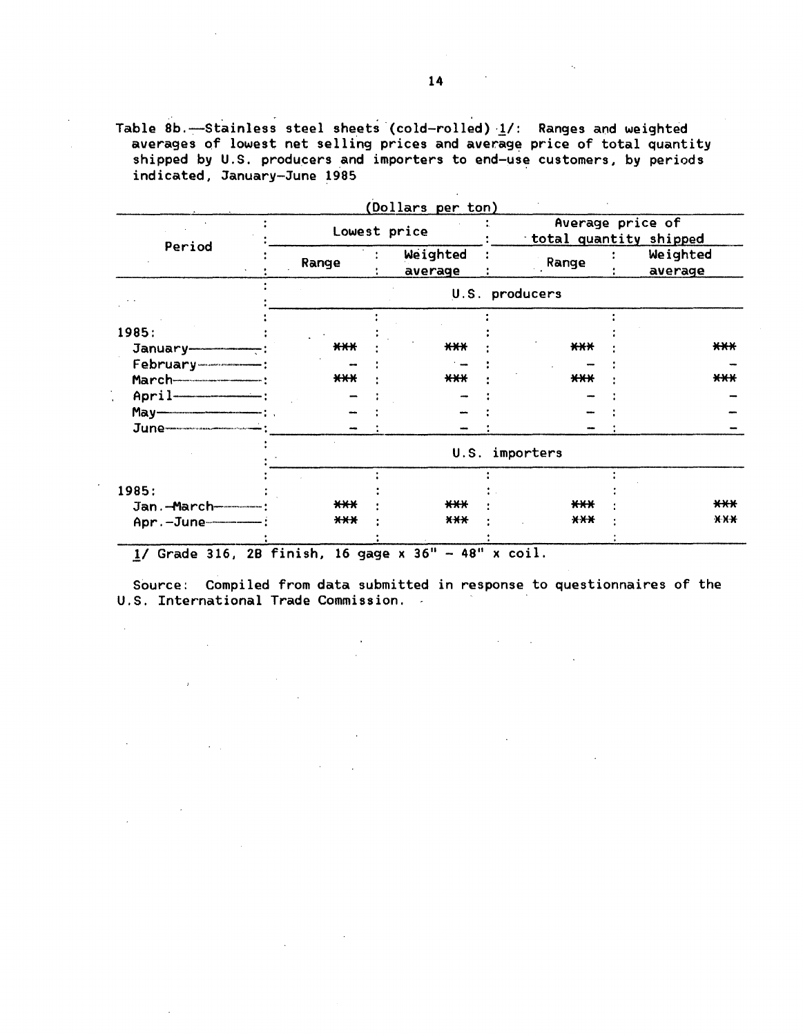Table 8b.—Stainless steel sheets (cold-rolled) 1/: Ranges and weighted averages of lowest net selling prices and average price of total quantity shipped by U.S. producers and importers to end-use customers, by periods indicated, January-June 1985

(Dollars per ton)

| Period | Lowest price | | Average price of total quantity shipped | |
|---|---|---|---|---|
| | Range | Weighted average | Range | Weighted average |
| | U.S. producers | | | |
| 1985: | | | | |
| January | *** | *** | *** | *** |
| February | – | – | – | – |
| March | *** | *** | *** | *** |
| April | – | – | – | – |
| May | – | – | – | – |
| June | – | – | – | – |
| | U.S. importers | | | |
| 1985: | | | | |
| Jan.-March | *** | *** | *** | *** |
| Apr.-June | *** | *** | *** | *** |

1/ Grade 316, 2B finish, 16 gage x 36" - 48" x coil.

Source: Compiled from data submitted in response to questionnaires of the U.S. International Trade Commission.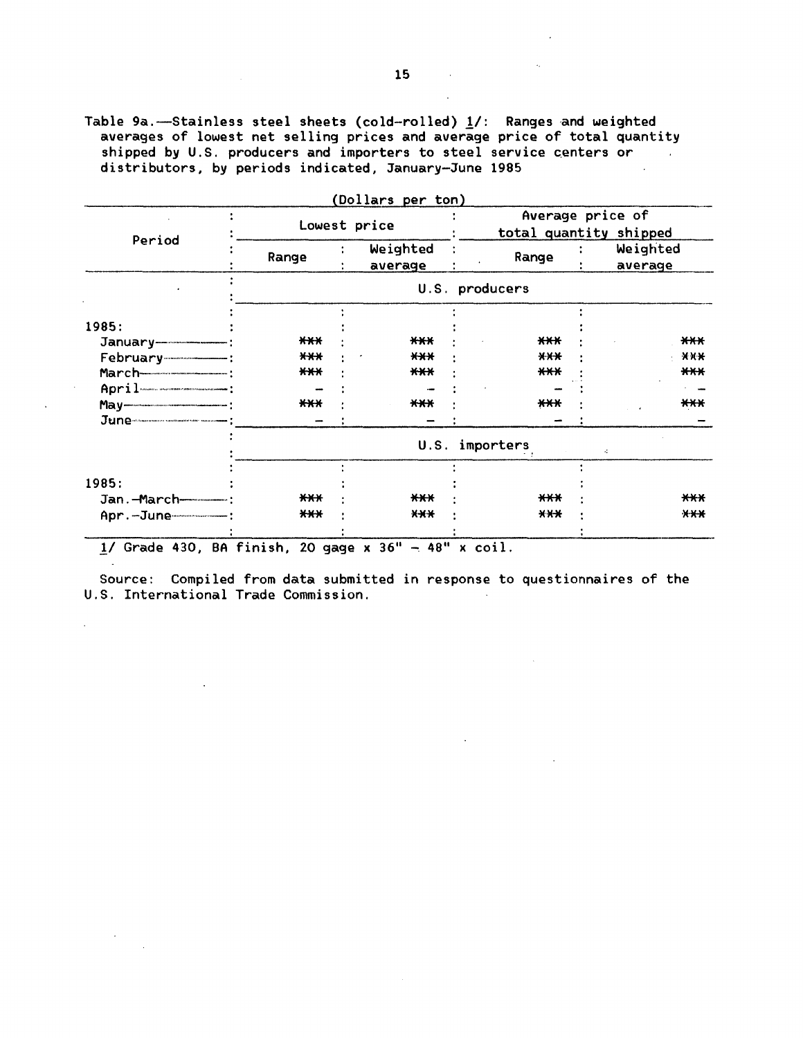Table 9a.—Stainless steel sheets (cold-rolled) 1/: Ranges and weighted averages of lowest net selling prices and average price of total quantity shipped by U.S. producers and importers to steel service centers or distributors, by periods indicated, January-June 1985

(Dollars per ton)

| Period | Lowest price | | Average price of total quantity shipped | |
|---|---|---|---|---|
| | Range | Weighted average | Range | Weighted average |
| | U.S. producers | | | |
| 1985: | | | | |
| January | *** | *** | *** | *** |
| February | *** | *** | *** | *** |
| March | *** | *** | *** | *** |
| April | – | – | – | – |
| May | *** | *** | *** | *** |
| June | – | – | – | – |
| | U.S. importers | | | |
| 1985: | | | | |
| Jan.-March | *** | *** | *** | *** |
| Apr.-June | *** | *** | *** | *** |

1/ Grade 430, BA finish, 20 gage x 36" – 48" x coil.

Source: Compiled from data submitted in response to questionnaires of the U.S. International Trade Commission.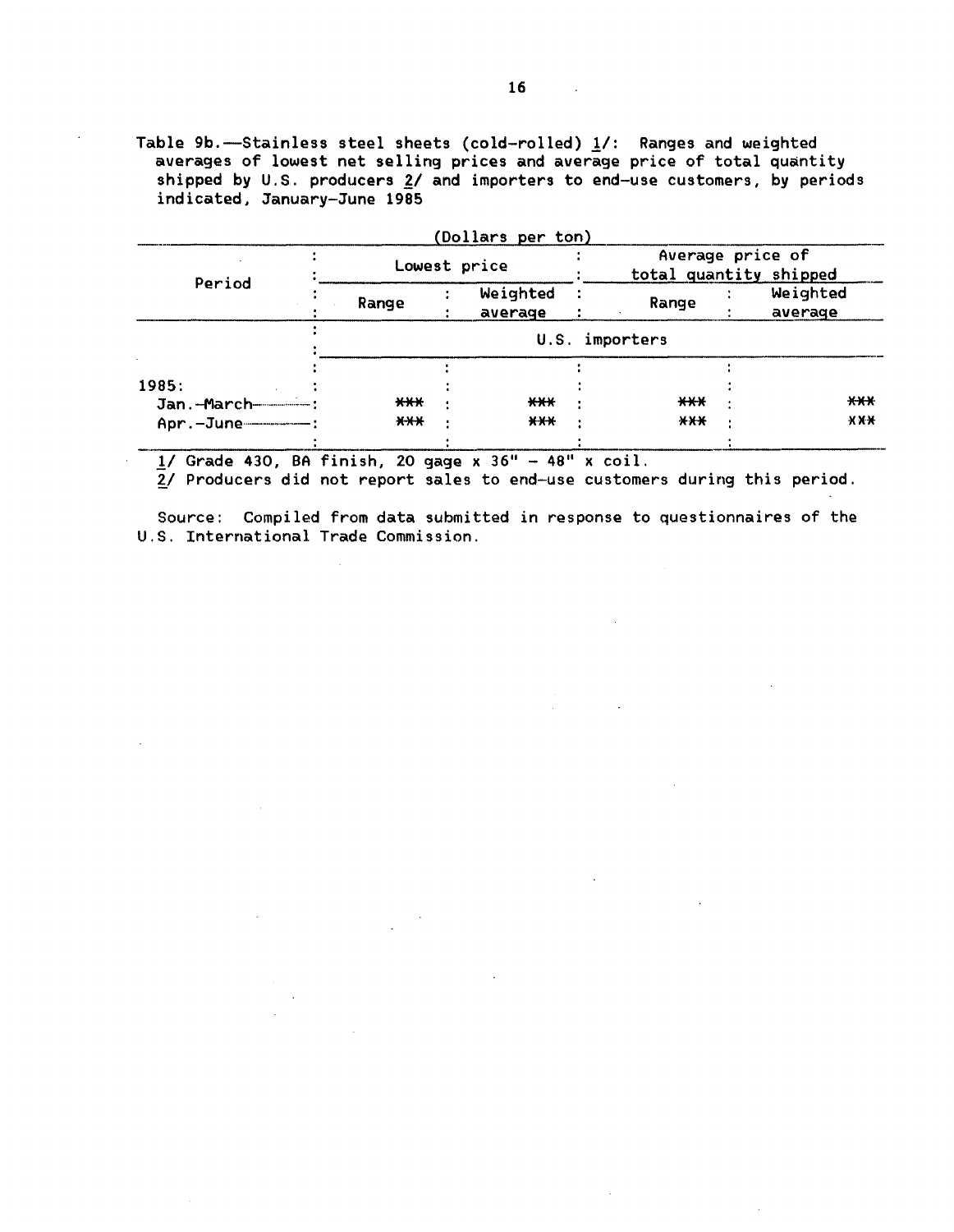Table 9b.—Stainless steel sheets (cold-rolled) 1/: Ranges and weighted averages of lowest net selling prices and average price of total quantity shipped by U.S. producers 2/ and importers to end-use customers, by periods indicated, January-June 1985

(Dollars per ton)

| Period | Lowest price | | Average price of total quantity shipped | |
|---|---|---|---|---|
| | Range | Weighted average | Range | Weighted average |
| | U.S. importers | | | |
| 1985: | | | | |
| Jan.-March | *** | *** | *** | *** |
| Apr.-June | *** | *** | *** | *** |

1/ Grade 430, BA finish, 20 gage x 36" - 48" x coil.

2/ Producers did not report sales to end-use customers during this period.

Source: Compiled from data submitted in response to questionnaires of the U.S. International Trade Commission.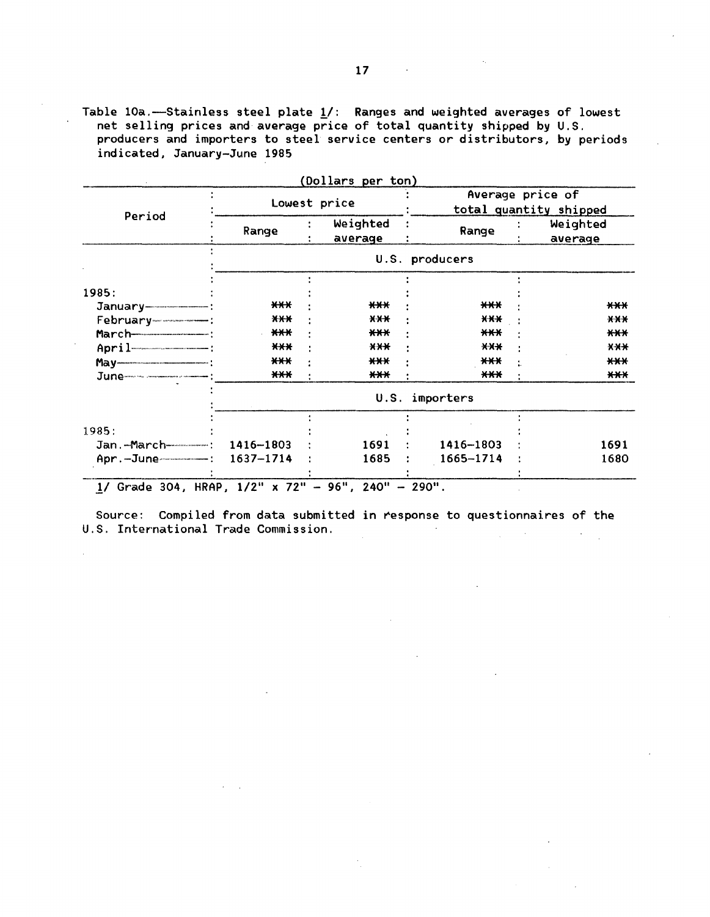Table 10a.—Stainless steel plate 1/: Ranges and weighted averages of lowest net selling prices and average price of total quantity shipped by U.S. producers and importers to steel service centers or distributors, by periods indicated, January-June 1985

(Dollars per ton)

| Period | Lowest price | | Average price of total quantity shipped | |
|---|---|---|---|---|
| | Range | Weighted average | Range | Weighted average |
| | U.S. producers | | | |
| 1985: | | | | |
| January | *** | *** | *** | *** |
| February | *** | *** | *** | *** |
| March | *** | *** | *** | *** |
| April | *** | *** | *** | *** |
| May | *** | *** | *** | *** |
| June | *** | *** | *** | *** |
| | U.S. importers | | | |
| 1985: | | | | |
| Jan.-March | 1416-1803 | 1691 | 1416-1803 | 1691 |
| Apr.-June | 1637-1714 | 1685 | 1665-1714 | 1680 |

1/ Grade 304, HRAP, 1/2" x 72" - 96", 240" - 290".

Source: Compiled from data submitted in response to questionnaires of the U.S. International Trade Commission.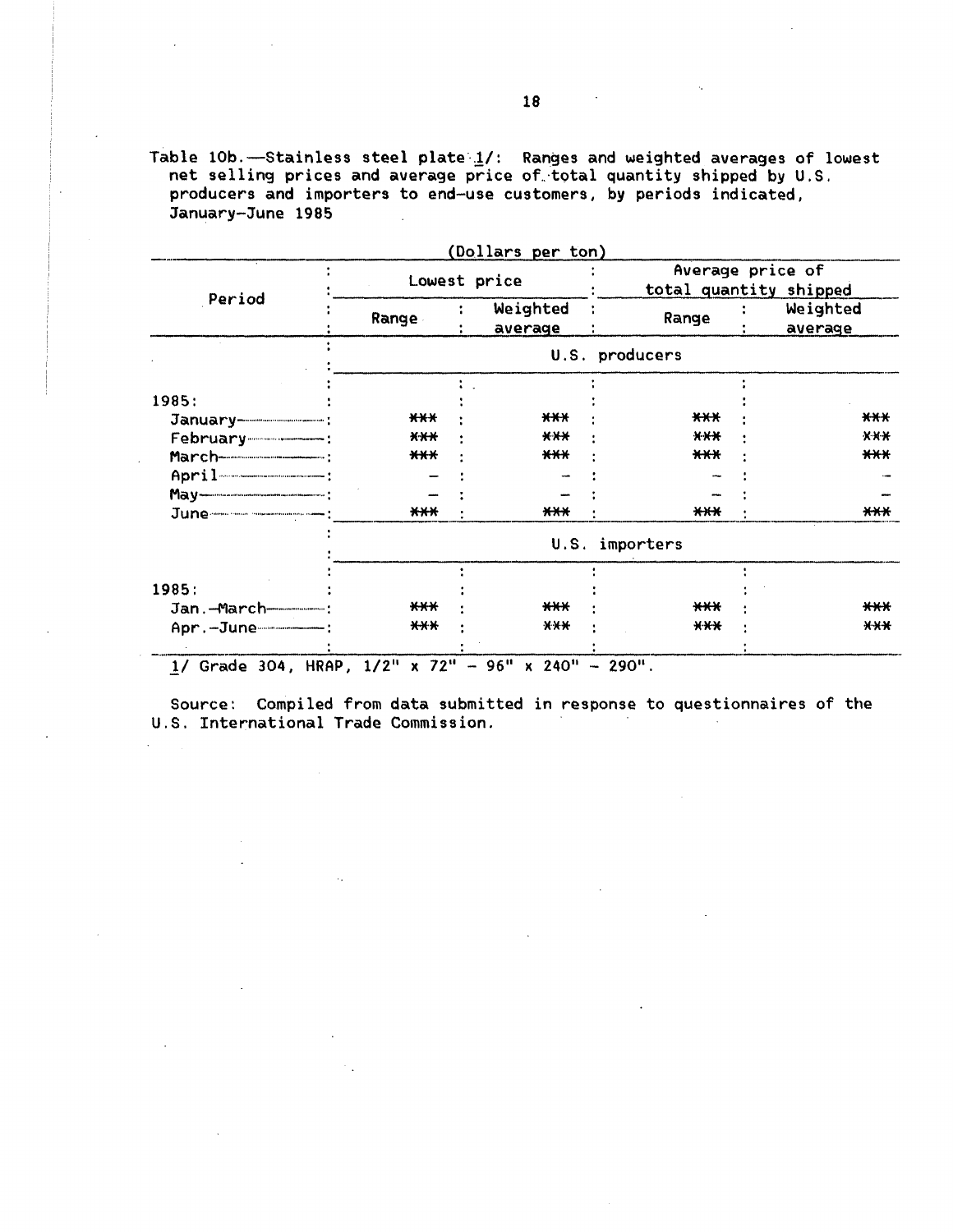Table 10b.—Stainless steel plate 1/: Ranges and weighted averages of lowest net selling prices and average price of total quantity shipped by U.S. producers and importers to end-use customers, by periods indicated, January-June 1985

(Dollars per ton)

| Period | Lowest price | | Average price of total quantity shipped | |
|---|---|---|---|---|
| | Range | Weighted average | Range | Weighted average |
| | U.S. producers | | | |
| 1985: | | | | |
| January | *** | *** | *** | *** |
| February | *** | *** | *** | *** |
| March | *** | *** | *** | *** |
| April | - | - | - | - |
| May | - | - | - | - |
| June | *** | *** | *** | *** |
| | U.S. importers | | | |
| 1985: | | | | |
| Jan.-March | *** | *** | *** | *** |
| Apr.-June | *** | *** | *** | *** |

1/ Grade 304, HRAP, 1/2" x 72" - 96" x 240" - 290".

Source: Compiled from data submitted in response to questionnaires of the U.S. International Trade Commission.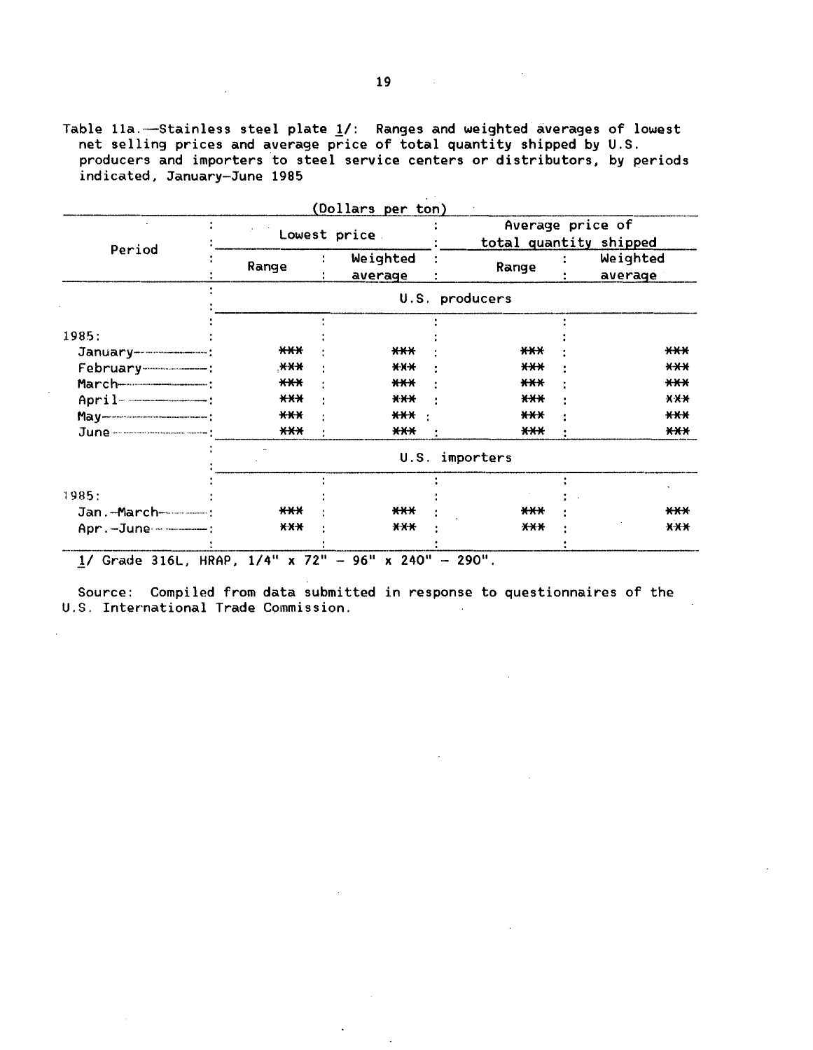Table 11a.—Stainless steel plate 1/: Ranges and weighted averages of lowest net selling prices and average price of total quantity shipped by U.S. producers and importers to steel service centers or distributors, by periods indicated, January-June 1985

(Dollars per ton)

| Period | Lowest price | | Average price of total quantity shipped | |
|---|---|---|---|---|
| | Range | Weighted average | Range | Weighted average |
| | U.S. producers | | | |
| 1985: | | | | |
| January | *** | *** | *** | *** |
| February | *** | *** | *** | *** |
| March | *** | *** | *** | *** |
| April | *** | *** | *** | *** |
| May | *** | *** | *** | *** |
| June | *** | *** | *** | *** |
| | U.S. importers | | | |
| 1985: | | | | |
| Jan.-March | *** | *** | *** | *** |
| Apr.-June | *** | *** | *** | *** |

1/ Grade 316L, HRAP, 1/4" x 72" - 96" x 240" - 290".

Source: Compiled from data submitted in response to questionnaires of the U.S. International Trade Commission.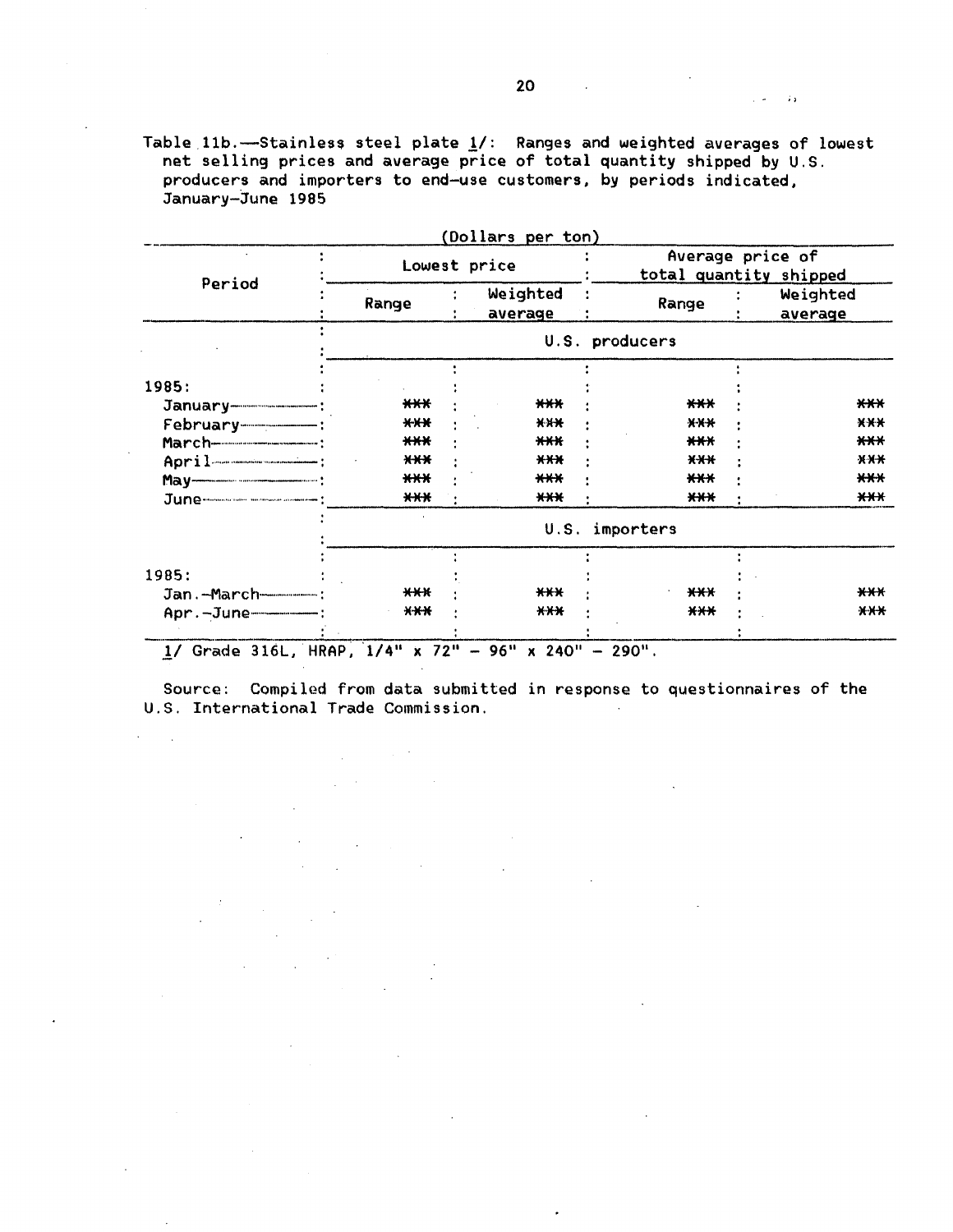Table 11b.—Stainless steel plate 1/: Ranges and weighted averages of lowest net selling prices and average price of total quantity shipped by U.S. producers and importers to end-use customers, by periods indicated, January-June 1985

(Dollars per ton)

| Period | Lowest price | | Average price of total quantity shipped | |
|---|---|---|---|---|
| | Range | Weighted average | Range | Weighted average |
| | U.S. producers | | | |
| 1985: | | | | |
| January | *** | *** | *** | *** |
| February | *** | *** | *** | *** |
| March | *** | *** | *** | *** |
| April | *** | *** | *** | *** |
| May | *** | *** | *** | *** |
| June | *** | *** | *** | *** |
| | U.S. importers | | | |
| 1985: | | | | |
| Jan.-March | *** | *** | *** | *** |
| Apr.-June | *** | *** | *** | *** |

1/ Grade 316L, HRAP, 1/4" x 72" - 96" x 240" - 290".

Source: Compiled from data submitted in response to questionnaires of the U.S. International Trade Commission.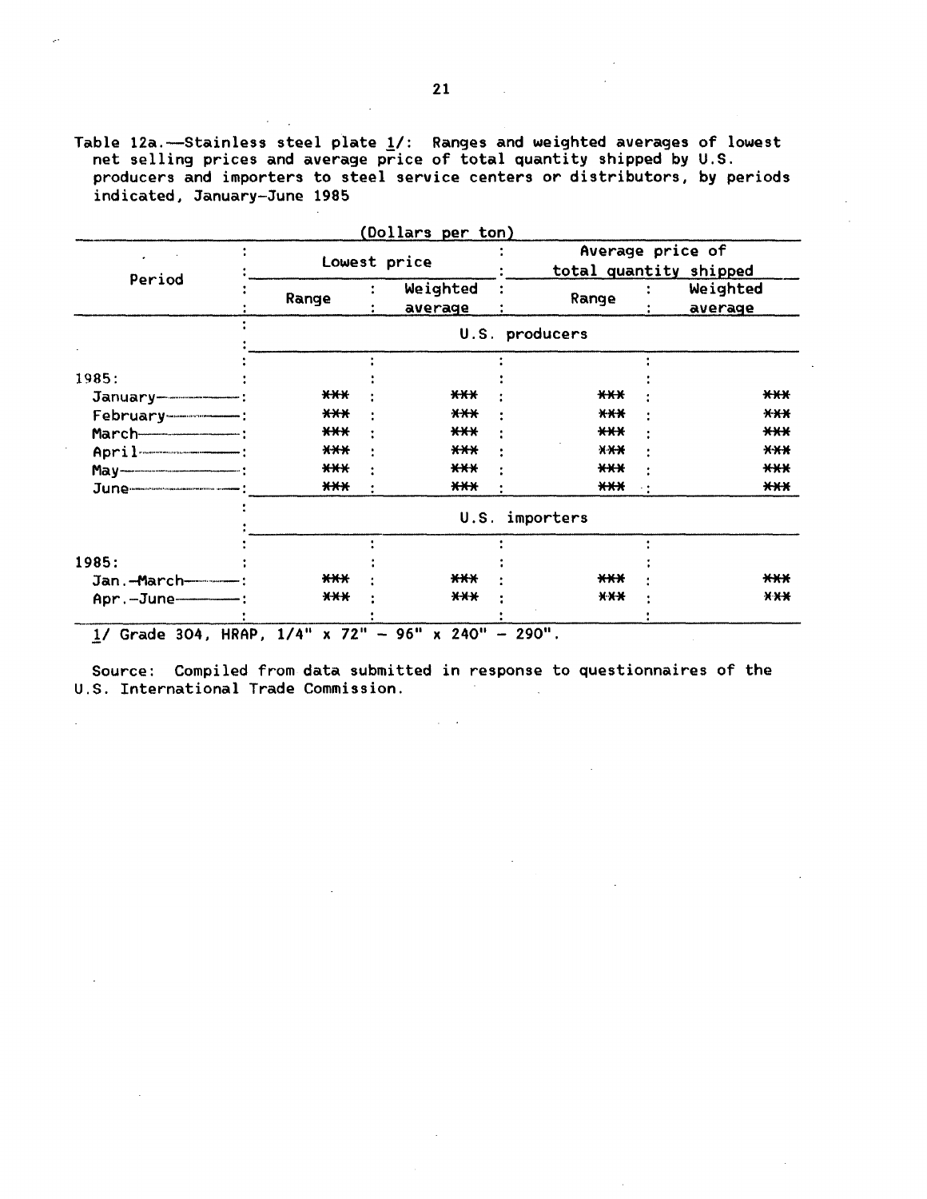Table 12a.--Stainless steel plate 1/: Ranges and weighted averages of lowest net selling prices and average price of total quantity shipped by U.S. producers and importers to steel service centers or distributors, by periods indicated, January-June 1985

(Dollars per ton)

| Period | Lowest price | | Average price of total quantity shipped | |
|---|---|---|---|---|
| | Range | Weighted average | Range | Weighted average |
| | U.S. producers | | | |
| 1985: | | | | |
| January | *** | *** | *** | *** |
| February | *** | *** | *** | *** |
| March | *** | *** | *** | *** |
| April | *** | *** | *** | *** |
| May | *** | *** | *** | *** |
| June | *** | *** | *** | *** |
| | U.S. importers | | | |
| 1985: | | | | |
| Jan.-March | *** | *** | *** | *** |
| Apr.-June | *** | *** | *** | *** |

1/ Grade 304, HRAP, 1/4" x 72" - 96" x 240" - 290".

Source: Compiled from data submitted in response to questionnaires of the U.S. International Trade Commission.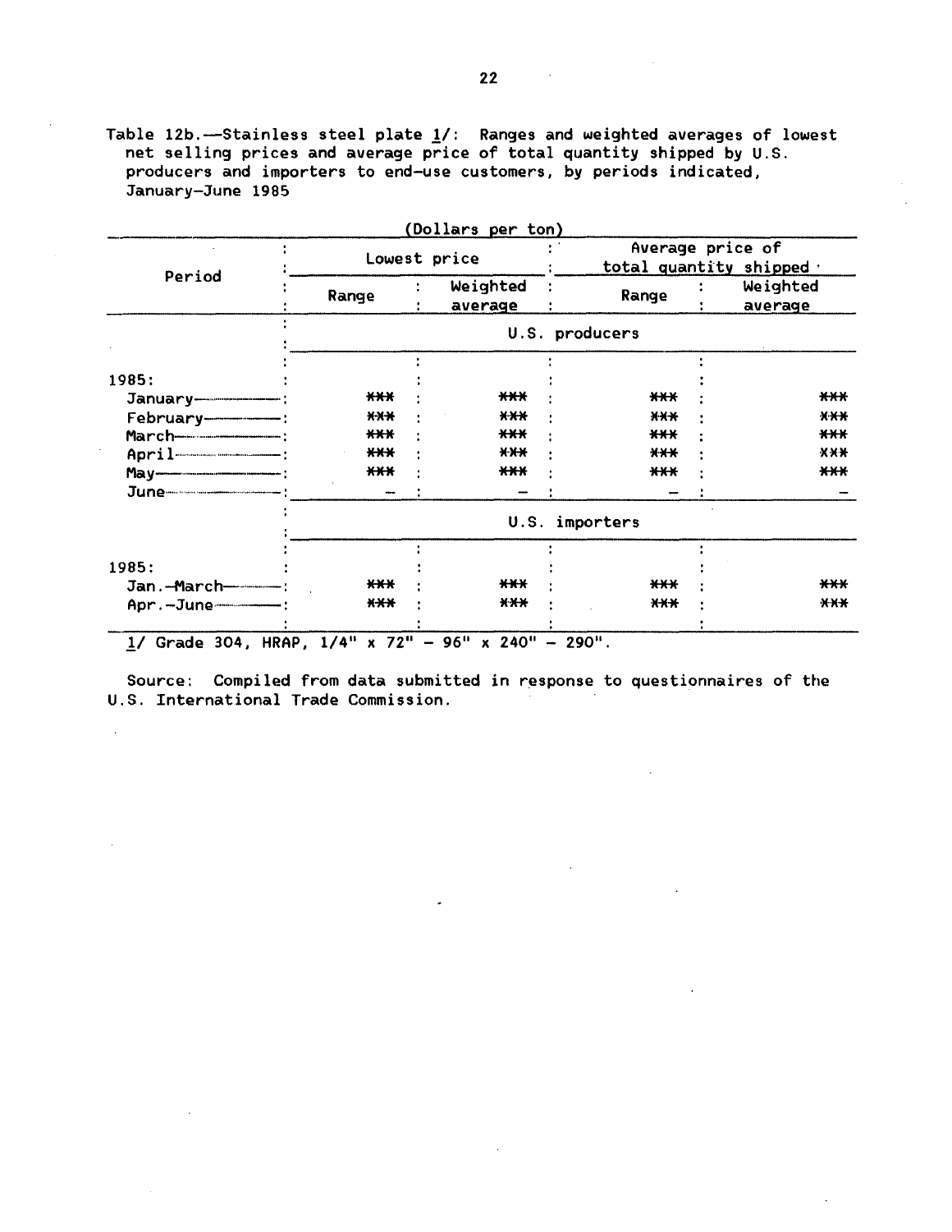Table 12b.—Stainless steel plate 1/: Ranges and weighted averages of lowest net selling prices and average price of total quantity shipped by U.S. producers and importers to end-use customers, by periods indicated, January-June 1985

(Dollars per ton)

| Period | Lowest price | | Average price of total quantity shipped | |
|---|---|---|---|---|
| | Range | Weighted average | Range | Weighted average |
| | U.S. producers | | | |
| 1985: | | | | |
| January | *** | *** | *** | *** |
| February | *** | *** | *** | *** |
| March | *** | *** | *** | *** |
| April | *** | *** | *** | *** |
| May | *** | *** | *** | *** |
| June | - | - | - | - |
| | U.S. importers | | | |
| 1985: | | | | |
| Jan.-March | *** | *** | *** | *** |
| Apr.-June | *** | *** | *** | *** |

1/ Grade 304, HRAP, 1/4" x 72" - 96" x 240" - 290".

Source: Compiled from data submitted in response to questionnaires of the U.S. International Trade Commission.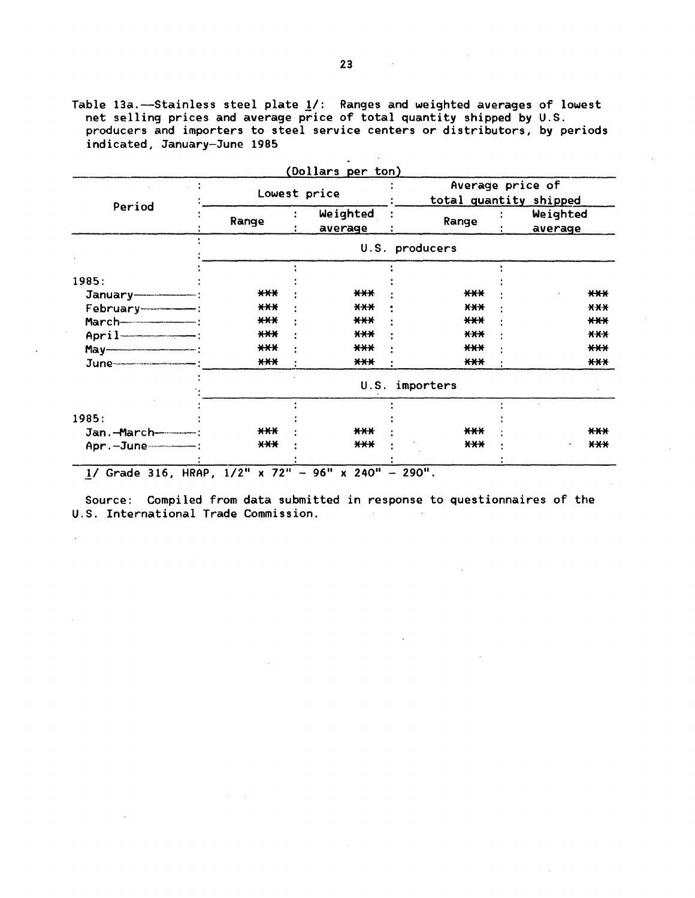Table 13a.—Stainless steel plate 1/: Ranges and weighted averages of lowest net selling prices and average price of total quantity shipped by U.S. producers and importers to steel service centers or distributors, by periods indicated, January-June 1985

(Dollars per ton)

| Period | Lowest price | | Average price of total quantity shipped | |
|---|---|---|---|---|
| | Range | Weighted average | Range | Weighted average |
| | U.S. producers | | | |
| 1985: | | | | |
| January | *** | *** | *** | *** |
| February | *** | *** | *** | *** |
| March | *** | *** | *** | *** |
| April | *** | *** | *** | *** |
| May | *** | *** | *** | *** |
| June | *** | *** | *** | *** |
| | U.S. importers | | | |
| 1985: | | | | |
| Jan.-March | *** | *** | *** | *** |
| Apr.-June | *** | *** | *** | *** |

1/ Grade 316, HRAP, 1/2" x 72" - 96" x 240" - 290".

Source: Compiled from data submitted in response to questionnaires of the U.S. International Trade Commission.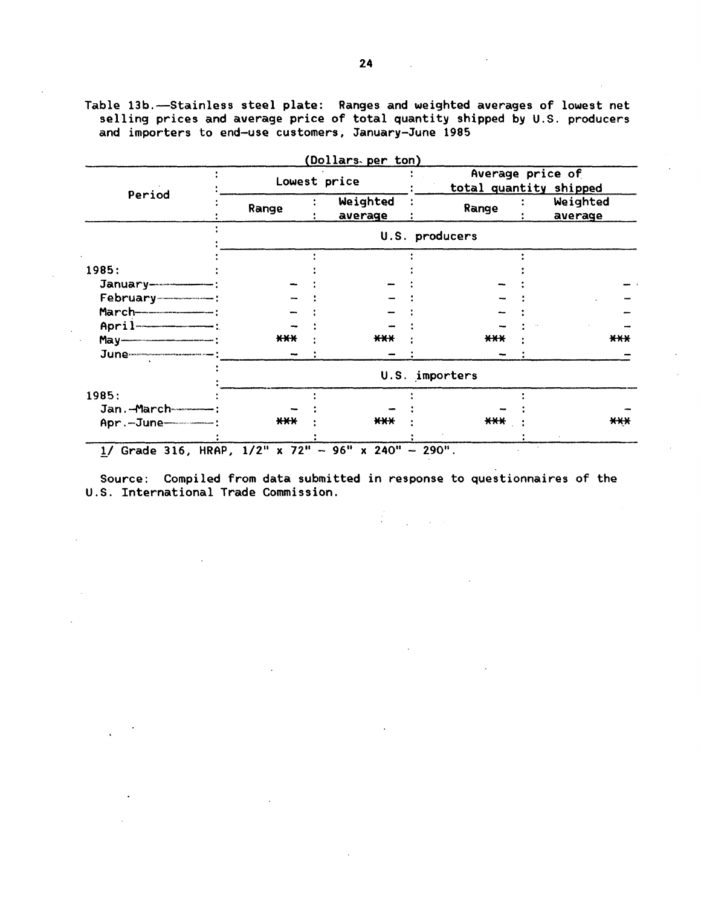Table 13b.—Stainless steel plate: Ranges and weighted averages of lowest net selling prices and average price of total quantity shipped by U.S. producers and importers to end-use customers, January-June 1985

(Dollars per ton)

| Period | Lowest price | | Average price of total quantity shipped | |
|---|---|---|---|---|
| | Range | Weighted average | Range | Weighted average |
| | U.S. producers | | | |
| 1985: | | | | |
| January | - | - | - | - |
| February | - | - | - | - |
| March | - | - | - | - |
| April | - | - | - | - |
| May | *** | *** | *** | *** |
| June | - | - | - | - |
| | U.S. importers | | | |
| 1985: | | | | |
| Jan.-March | - | - | - | - |
| Apr.-June | *** | *** | *** | *** |

1/ Grade 316, HRAP, 1/2" x 72" - 96" x 240" - 290".

Source: Compiled from data submitted in response to questionnaires of the U.S. International Trade Commission.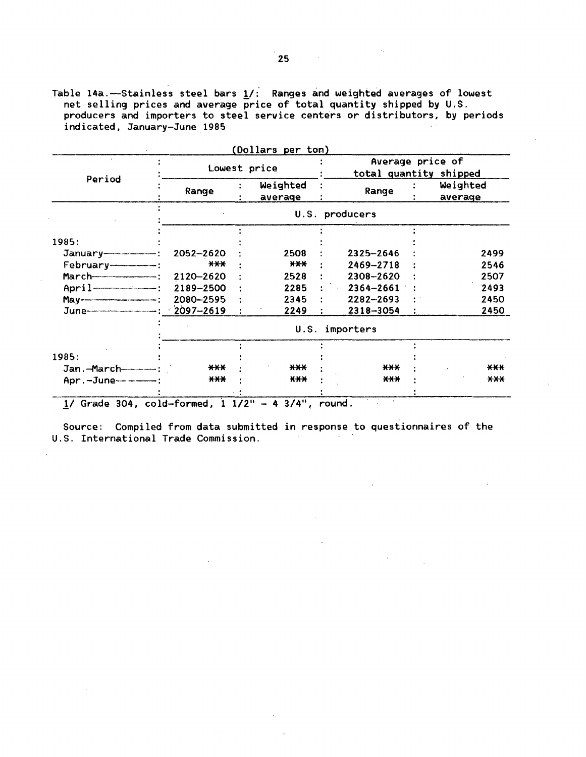Table 14a.--Stainless steel bars 1/: Ranges and weighted averages of lowest net selling prices and average price of total quantity shipped by U.S. producers and importers to steel service centers or distributors, by periods indicated, January-June 1985

(Dollars per ton)

| Period | Lowest price | | Average price of total quantity shipped | |
|---|---|---|---|---|
| | Range | Weighted average | Range | Weighted average |
| | U.S. producers | | | |
| 1985: | | | | |
| January | 2052-2620 | 2508 | 2325-2646 | 2499 |
| February | *** | *** | 2469-2718 | 2546 |
| March | 2120-2620 | 2528 | 2308-2620 | 2507 |
| April | 2189-2500 | 2285 | 2364-2661 | 2493 |
| May | 2080-2595 | 2345 | 2282-2693 | 2450 |
| June | 2097-2619 | 2249 | 2318-3054 | 2450 |
| | U.S. importers | | | |
| 1985: | | | | |
| Jan.-March | *** | *** | *** | *** |
| Apr.-June | *** | *** | *** | *** |

1/ Grade 304, cold-formed, 1 1/2" - 4 3/4", round.

Source: Compiled from data submitted in response to questionnaires of the U.S. International Trade Commission.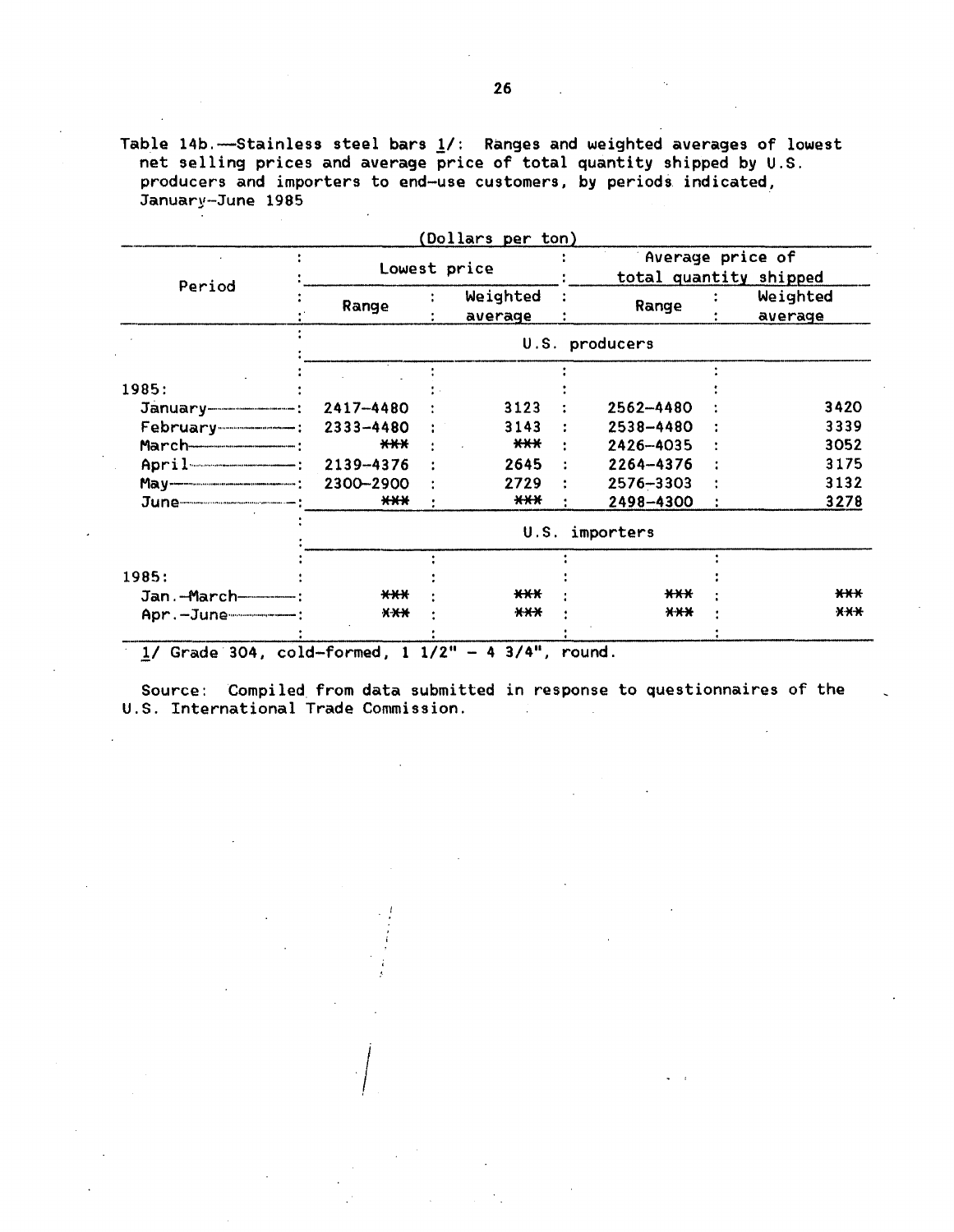Table 14b.—Stainless steel bars 1/: Ranges and weighted averages of lowest net selling prices and average price of total quantity shipped by U.S. producers and importers to end-use customers, by periods indicated, January–June 1985

(Dollars per ton)

| Period | Lowest price | | Average price of total quantity shipped | |
|---|---|---|---|---|
| | Range | Weighted average | Range | Weighted average |
| | U.S. producers | | | |
| 1985: | | | | |
| January | 2417–4480 | 3123 | 2562–4480 | 3420 |
| February | 2333–4480 | 3143 | 2538–4480 | 3339 |
| March | *** | *** | 2426–4035 | 3052 |
| April | 2139–4376 | 2645 | 2264–4376 | 3175 |
| May | 2300–2900 | 2729 | 2576–3303 | 3132 |
| June | *** | *** | 2498–4300 | 3278 |
| | U.S. importers | | | |
| 1985: | | | | |
| Jan.–March | *** | *** | *** | *** |
| Apr.–June | *** | *** | *** | *** |

1/ Grade 304, cold-formed, 1 1/2" – 4 3/4", round.

Source: Compiled from data submitted in response to questionnaires of the U.S. International Trade Commission.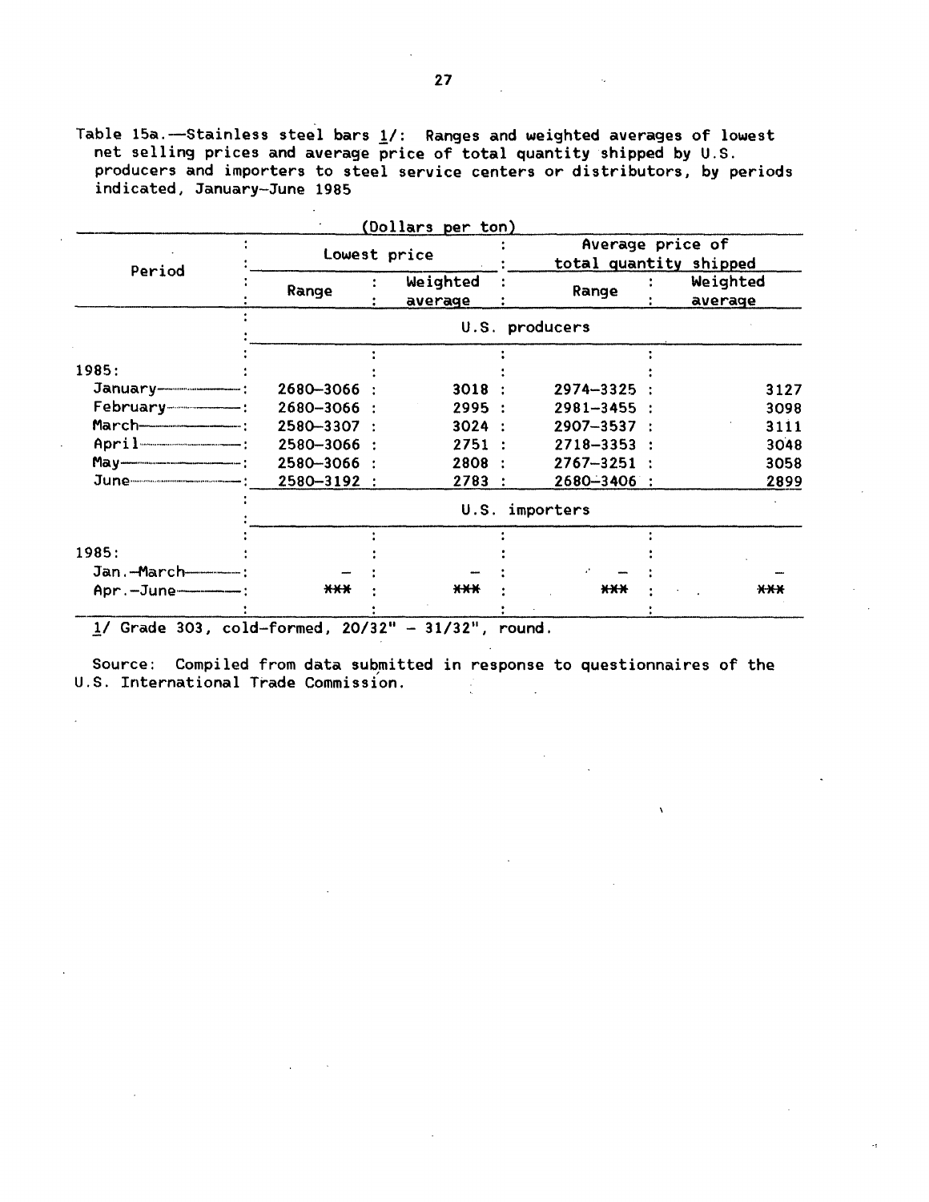Table 15a.—Stainless steel bars 1/: Ranges and weighted averages of lowest net selling prices and average price of total quantity shipped by U.S. producers and importers to steel service centers or distributors, by periods indicated, January-June 1985

(Dollars per ton)

| Period | Lowest price | | Average price of total quantity shipped | |
|---|---|---|---|---|
| | Range | Weighted average | Range | Weighted average |
| | U.S. producers | | | |
| 1985: | | | | |
| January | 2680-3066 | 3018 | 2974-3325 | 3127 |
| February | 2680-3066 | 2995 | 2981-3455 | 3098 |
| March | 2580-3307 | 3024 | 2907-3537 | 3111 |
| April | 2580-3066 | 2751 | 2718-3353 | 3048 |
| May | 2580-3066 | 2808 | 2767-3251 | 3058 |
| June | 2580-3192 | 2783 | 2680-3406 | 2899 |
| | U.S. importers | | | |
| 1985: | | | | |
| Jan.-March | — | — | — | — |
| Apr.-June | *** | *** | *** | *** |

1/ Grade 303, cold-formed, 20/32" - 31/32", round.

Source: Compiled from data submitted in response to questionnaires of the U.S. International Trade Commission.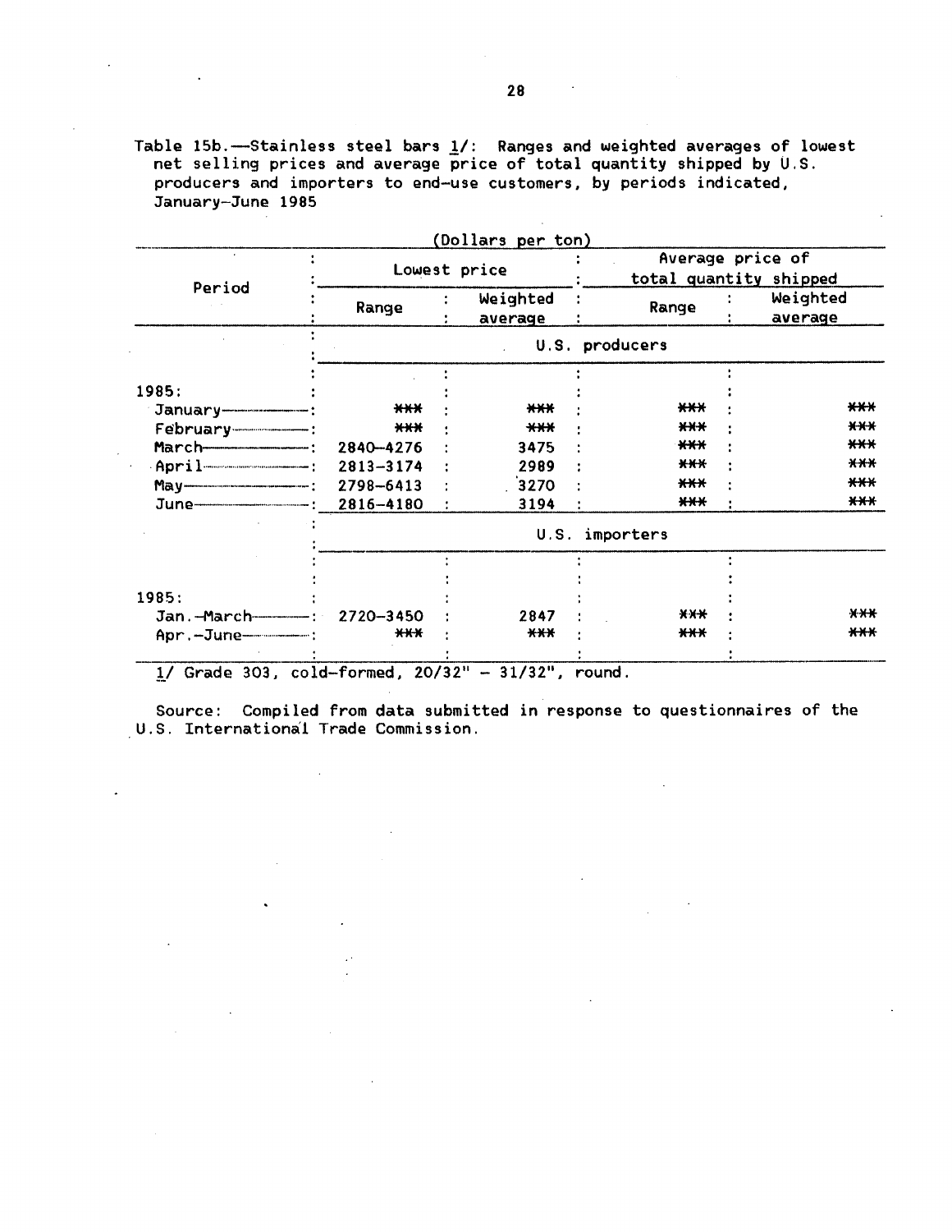Table 15b.—Stainless steel bars 1/: Ranges and weighted averages of lowest net selling prices and average price of total quantity shipped by U.S. producers and importers to end-use customers, by periods indicated, January-June 1985

(Dollars per ton)

| Period | Lowest price | | Average price of total quantity shipped | |
|---|---|---|---|---|
| | Range | Weighted average | Range | Weighted average |
| | U.S. producers | | | |
| 1985: | | | | |
| January | *** | *** | *** | *** |
| February | *** | *** | *** | *** |
| March | 2840-4276 | 3475 | *** | *** |
| April | 2813-3174 | 2989 | *** | *** |
| May | 2798-6413 | 3270 | *** | *** |
| June | 2816-4180 | 3194 | *** | *** |
| | U.S. importers | | | |
| 1985: | | | | |
| Jan.-March | 2720-3450 | 2847 | *** | *** |
| Apr.-June | *** | *** | *** | *** |

1/ Grade 303, cold-formed, 20/32" - 31/32", round.

Source: Compiled from data submitted in response to questionnaires of the U.S. International Trade Commission.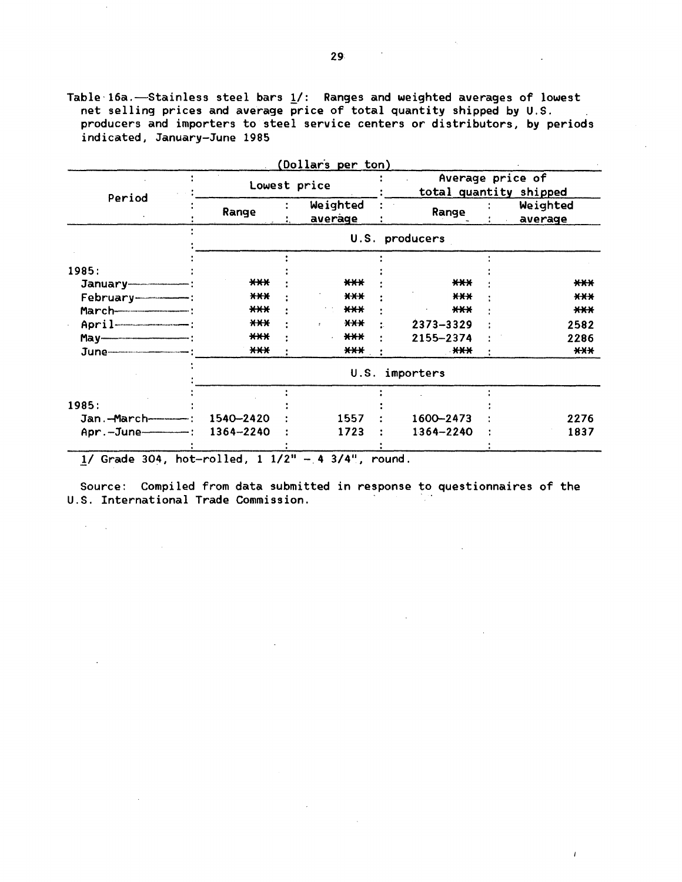Table 16a.—Stainless steel bars 1/: Ranges and weighted averages of lowest net selling prices and average price of total quantity shipped by U.S. producers and importers to steel service centers or distributors, by periods indicated, January–June 1985

(Dollars per ton)

| Period | Lowest price | | Average price of total quantity shipped | |
|---|---|---|---|---|
| | Range | Weighted average | Range | Weighted average |
| | U.S. producers | | | |
| 1985: | | | | |
| January | *** | *** | *** | *** |
| February | *** | *** | *** | *** |
| March | *** | *** | *** | *** |
| April | *** | *** | 2373–3329 | 2582 |
| May | *** | *** | 2155–2374 | 2286 |
| June | *** | *** | *** | *** |
| | U.S. importers | | | |
| 1985: | | | | |
| Jan.–March | 1540–2420 | 1557 | 1600–2473 | 2276 |
| Apr.–June | 1364–2240 | 1723 | 1364–2240 | 1837 |

1/ Grade 304, hot-rolled, 1 1/2" – 4 3/4", round.

Source: Compiled from data submitted in response to questionnaires of the U.S. International Trade Commission.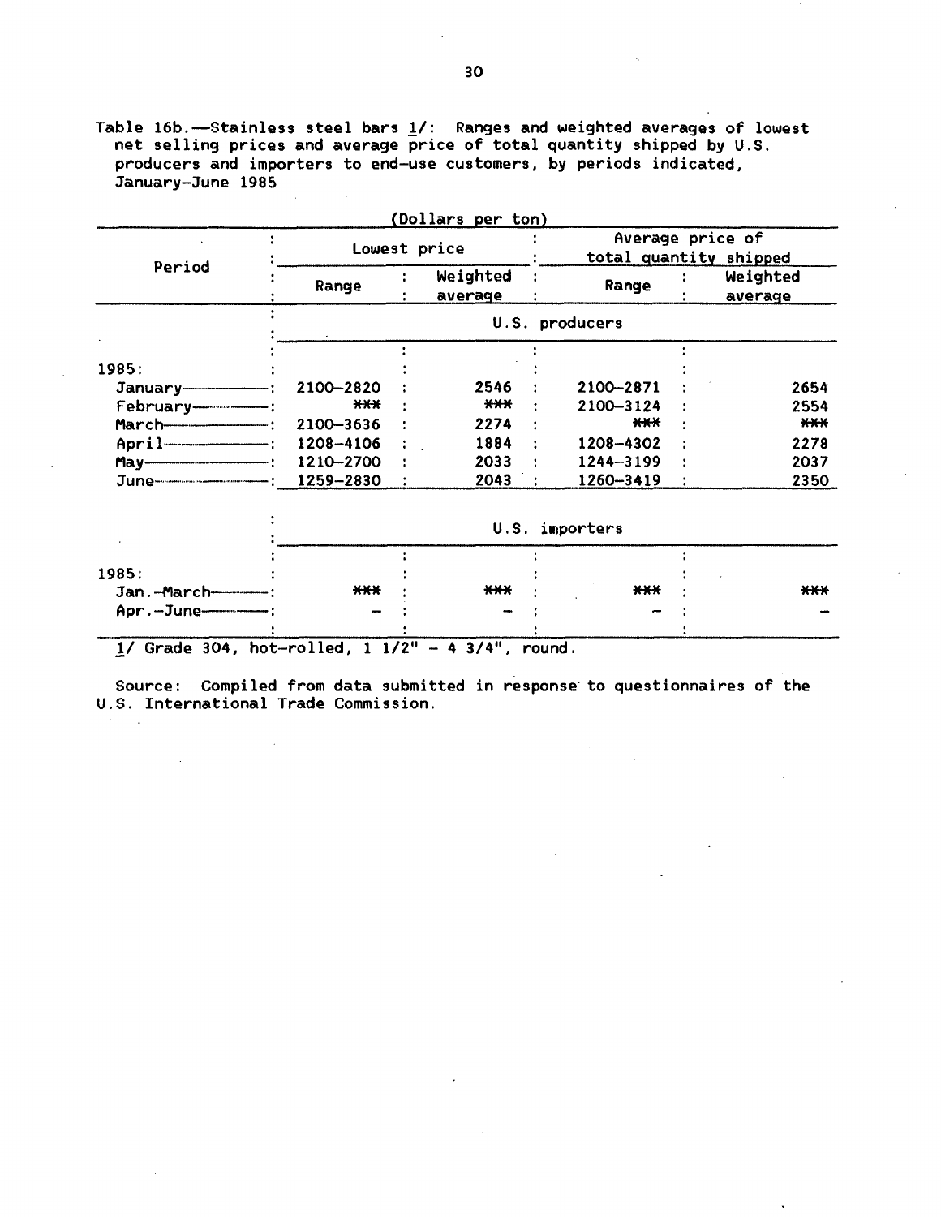Table 16b.—Stainless steel bars 1/: Ranges and weighted averages of lowest net selling prices and average price of total quantity shipped by U.S. producers and importers to end-use customers, by periods indicated, January–June 1985

(Dollars per ton)

| Period | Lowest price | | Average price of total quantity shipped | |
|---|---|---|---|---|
| | Range | Weighted average | Range | Weighted average |
| | U.S. producers | | | |
| 1985: | | | | |
| January | 2100–2820 | 2546 | 2100–2871 | 2654 |
| February | *** | *** | 2100–3124 | 2554 |
| March | 2100–3636 | 2274 | *** | *** |
| April | 1208–4106 | 1884 | 1208–4302 | 2278 |
| May | 1210–2700 | 2033 | 1244–3199 | 2037 |
| June | 1259–2830 | 2043 | 1260–3419 | 2350 |
| | U.S. importers | | | |
| 1985: | | | | |
| Jan.–March | *** | *** | *** | *** |
| Apr.–June | – | – | – | – |

1/ Grade 304, hot-rolled, 1 1/2" – 4 3/4", round.

Source: Compiled from data submitted in response to questionnaires of the U.S. International Trade Commission.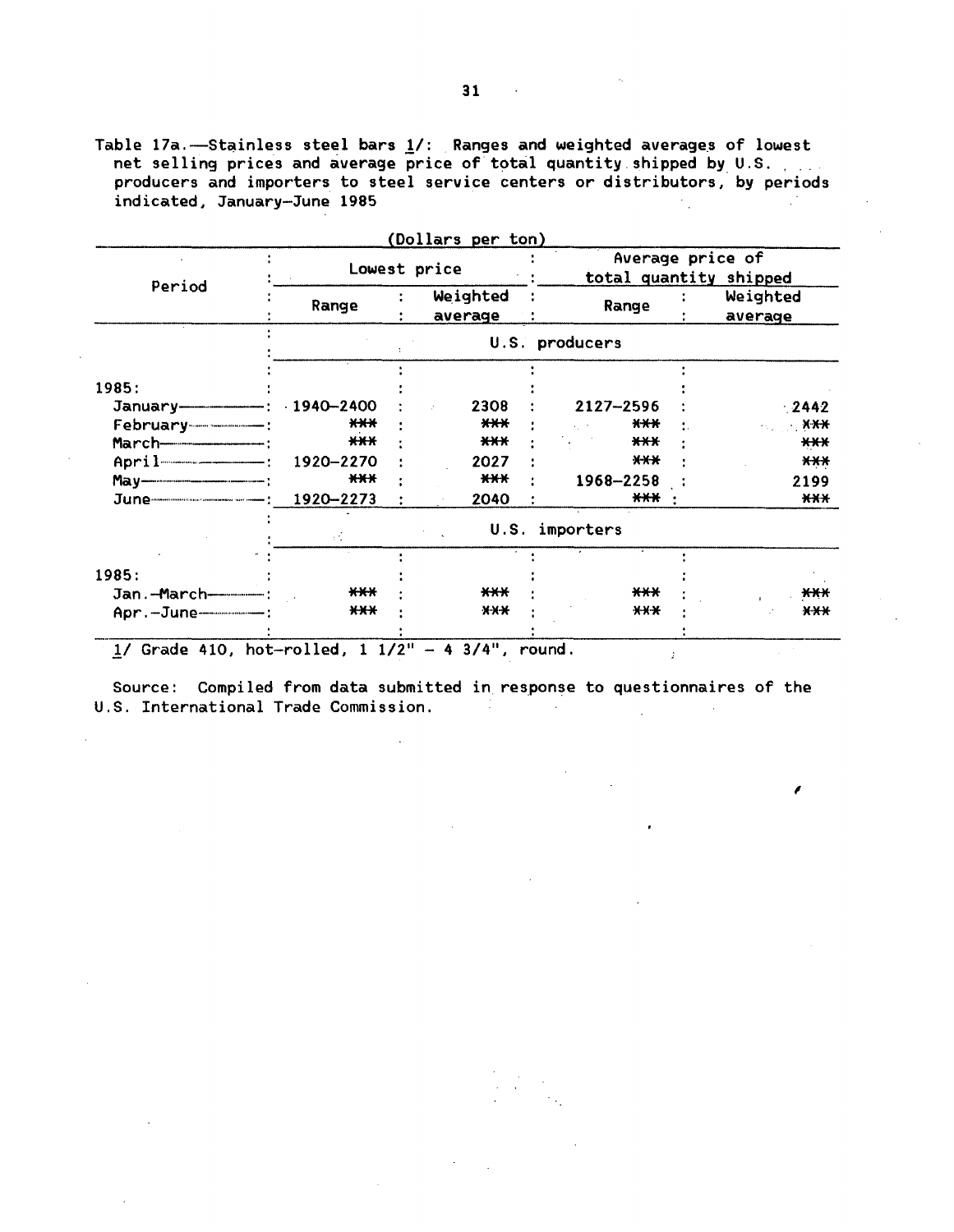Table 17a.—Stainless steel bars 1/: Ranges and weighted averages of lowest net selling prices and average price of total quantity shipped by U.S. producers and importers to steel service centers or distributors, by periods indicated, January-June 1985

(Dollars per ton)

| Period | Lowest price | | Average price of total quantity shipped | |
|---|---|---|---|---|
| | Range | Weighted average | Range | Weighted average |
| | U.S. producers | | | |
| 1985: | | | | |
| January | 1940-2400 | 2308 | 2127-2596 | 2442 |
| February | *** | *** | *** | *** |
| March | *** | *** | *** | *** |
| April | 1920-2270 | 2027 | *** | *** |
| May | *** | *** | 1968-2258 | 2199 |
| June | 1920-2273 | 2040 | *** | *** |
| | U.S. importers | | | |
| 1985: | | | | |
| Jan.-March | *** | *** | *** | *** |
| Apr.-June | *** | *** | *** | *** |

1/ Grade 410, hot-rolled, 1 1/2" - 4 3/4", round.

Source: Compiled from data submitted in response to questionnaires of the U.S. International Trade Commission.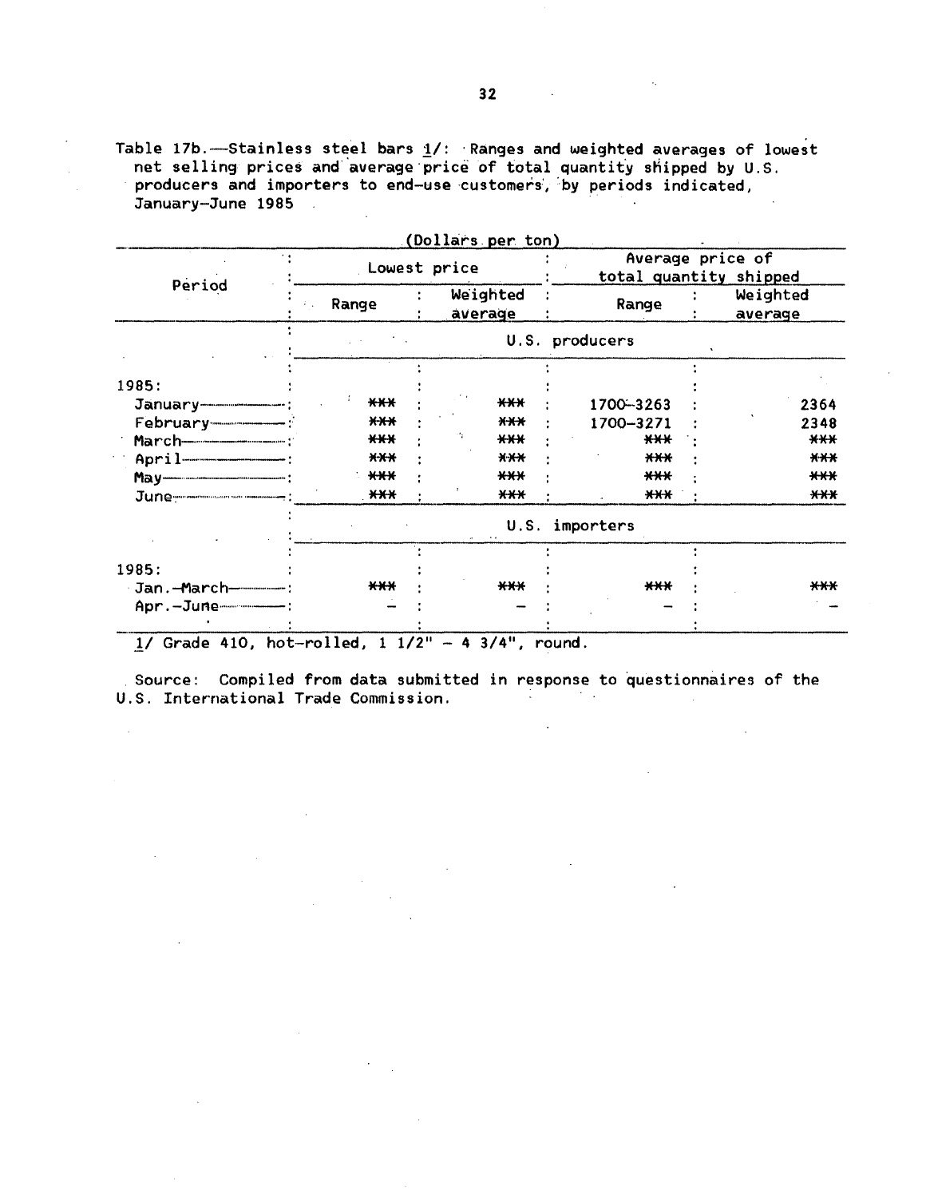Table 17b.—Stainless steel bars 1/: Ranges and weighted averages of lowest net selling prices and average price of total quantity shipped by U.S. producers and importers to end-use customers, by periods indicated, January–June 1985

(Dollars per ton)

| Period | Lowest price | | Average price of total quantity shipped | |
|---|---|---|---|---|
| | Range | Weighted average | Range | Weighted average |
| | U.S. producers | | | |
| 1985: | | | | |
| January | *** | *** | 1700–3263 | 2364 |
| February | *** | *** | 1700–3271 | 2348 |
| March | *** | *** | *** | *** |
| April | *** | *** | *** | *** |
| May | *** | *** | *** | *** |
| June | *** | *** | *** | *** |
| | U.S. importers | | | |
| 1985: | | | | |
| Jan.–March | *** | *** | *** | *** |
| Apr.–June | – | – | – | – |

1/ Grade 410, hot-rolled, 1 1/2" – 4 3/4", round.

Source: Compiled from data submitted in response to questionnaires of the U.S. International Trade Commission.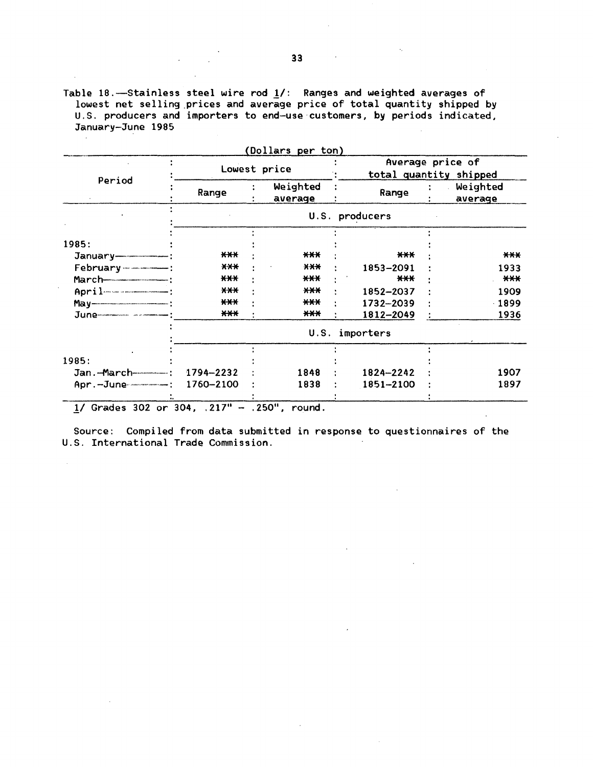Table 18.—Stainless steel wire rod 1/: Ranges and weighted averages of lowest net selling prices and average price of total quantity shipped by U.S. producers and importers to end-use customers, by periods indicated, January-June 1985

(Dollars per ton)

| Period | Lowest price | | Average price of total quantity shipped | |
|---|---|---|---|---|
| | Range | Weighted average | Range | Weighted average |
| | U.S. producers | | | |
| 1985: | | | | |
| January | *** | *** | *** | *** |
| February | *** | *** | 1853-2091 | 1933 |
| March | *** | *** | *** | *** |
| April | *** | *** | 1852-2037 | 1909 |
| May | *** | *** | 1732-2039 | 1899 |
| June | *** | *** | 1812-2049 | 1936 |
| | U.S. importers | | | |
| 1985: | | | | |
| Jan.-March | 1794-2232 | 1848 | 1824-2242 | 1907 |
| Apr.-June | 1760-2100 | 1838 | 1851-2100 | 1897 |

1/ Grades 302 or 304, .217" - .250", round.

Source: Compiled from data submitted in response to questionnaires of the U.S. International Trade Commission.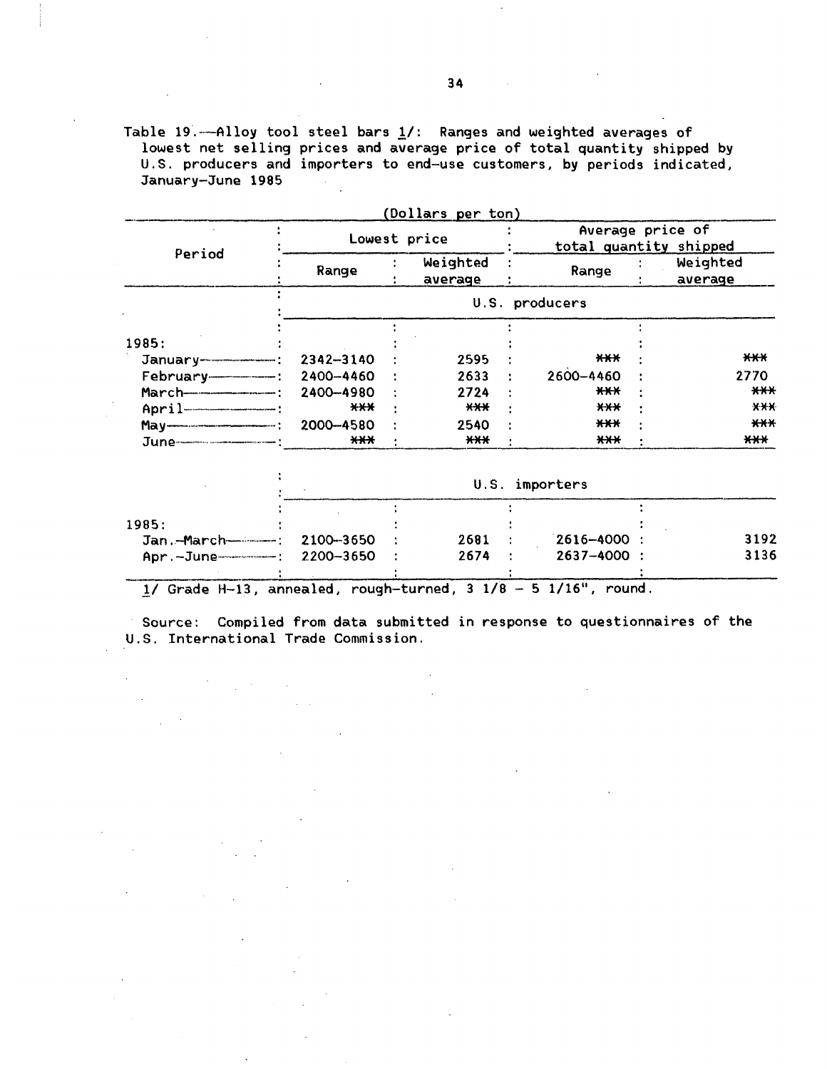Table 19.—Alloy tool steel bars 1/: Ranges and weighted averages of lowest net selling prices and average price of total quantity shipped by U.S. producers and importers to end-use customers, by periods indicated, January–June 1985

(Dollars per ton)

| Period | Lowest price | | Average price of total quantity shipped | |
|---|---|---|---|---|
| | Range | Weighted average | Range | Weighted average |
| | U.S. producers | | | |
| 1985: | | | | |
| January | 2342–3140 | 2595 | *** | *** |
| February | 2400–4460 | 2633 | 2600–4460 | 2770 |
| March | 2400–4980 | 2724 | *** | *** |
| April | *** | *** | *** | *** |
| May | 2000–4580 | 2540 | *** | *** |
| June | *** | *** | *** | *** |
| | U.S. importers | | | |
| 1985: | | | | |
| Jan.–March | 2100–3650 | 2681 | 2616–4000 | 3192 |
| Apr.–June | 2200–3650 | 2674 | 2637–4000 | 3136 |

1/ Grade H-13, annealed, rough-turned, 3 1/8 – 5 1/16", round.

Source: Compiled from data submitted in response to questionnaires of the U.S. International Trade Commission.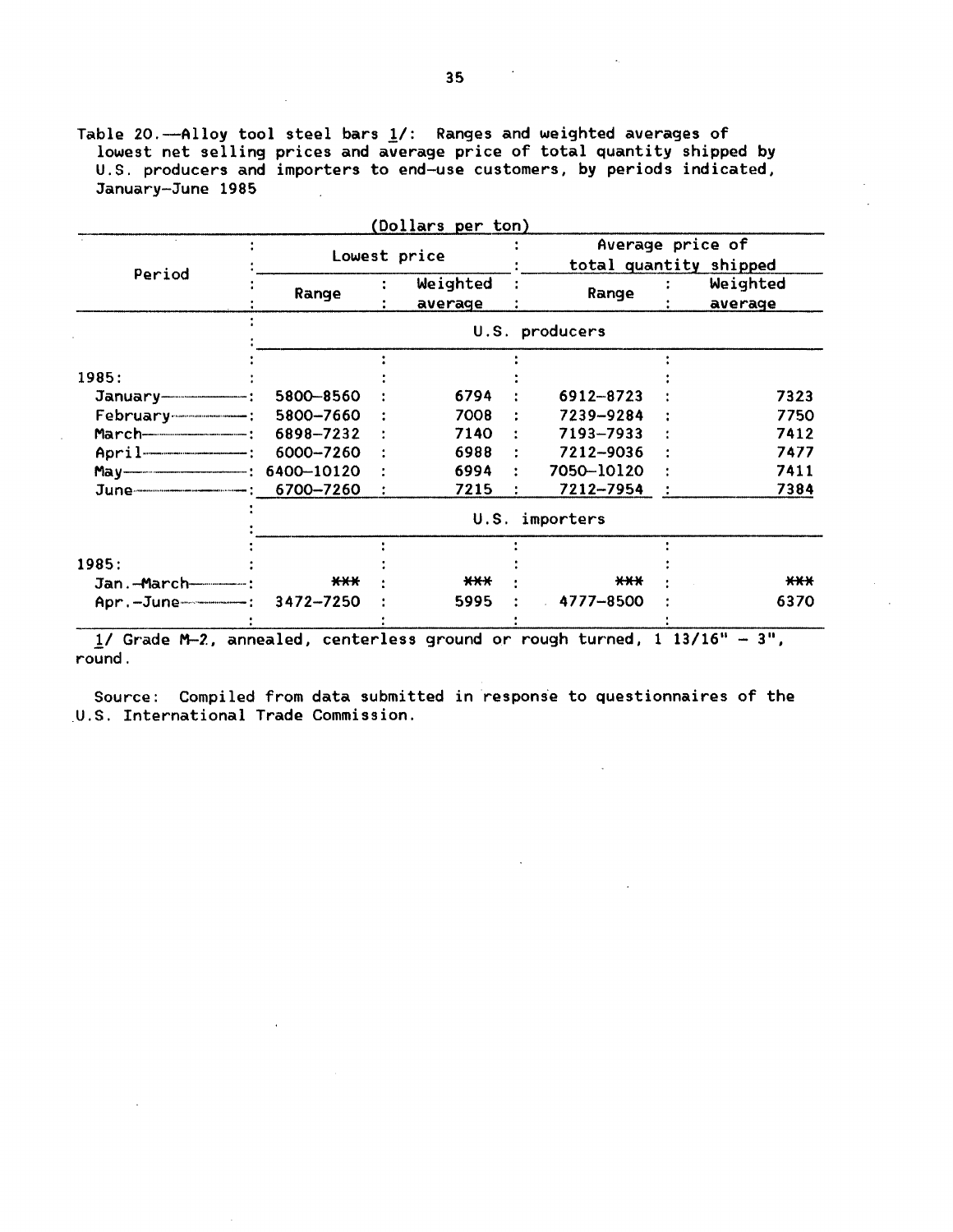Table 20.—Alloy tool steel bars 1/: Ranges and weighted averages of lowest net selling prices and average price of total quantity shipped by U.S. producers and importers to end-use customers, by periods indicated, January-June 1985

(Dollars per ton)

| Period | Lowest price | | Average price of total quantity shipped | |
|---|---|---|---|---|
| | Range | Weighted average | Range | Weighted average |
| | U.S. producers | | | |
| 1985: | | | | |
| January | 5800-8560 | 6794 | 6912-8723 | 7323 |
| February | 5800-7660 | 7008 | 7239-9284 | 7750 |
| March | 6898-7232 | 7140 | 7193-7933 | 7412 |
| April | 6000-7260 | 6988 | 7212-9036 | 7477 |
| May | 6400-10120 | 6994 | 7050-10120 | 7411 |
| June | 6700-7260 | 7215 | 7212-7954 | 7384 |
| | U.S. importers | | | |
| 1985: | | | | |
| Jan.-March | *** | *** | *** | *** |
| Apr.-June | 3472-7250 | 5995 | 4777-8500 | 6370 |

1/ Grade M-2, annealed, centerless ground or rough turned, 1 13/16" - 3", round.

Source: Compiled from data submitted in response to questionnaires of the U.S. International Trade Commission.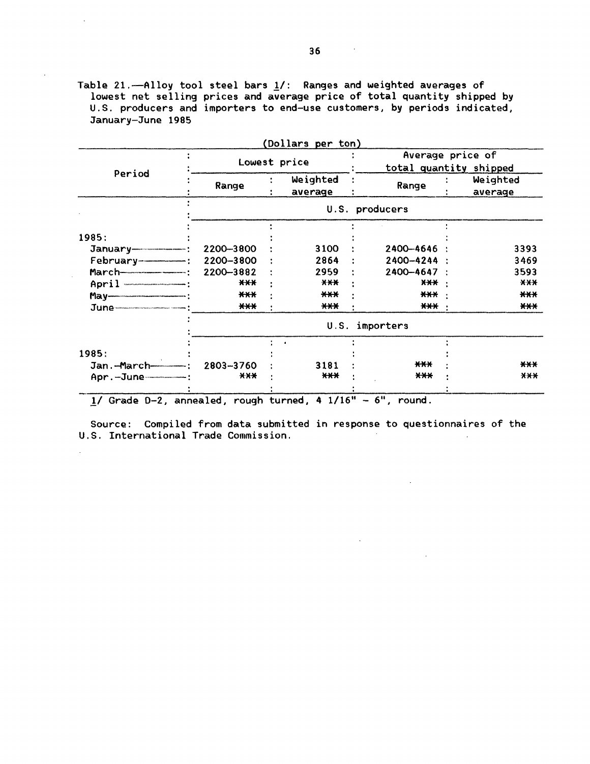Table 21.—Alloy tool steel bars 1/: Ranges and weighted averages of lowest net selling prices and average price of total quantity shipped by U.S. producers and importers to end-use customers, by periods indicated, January-June 1985

(Dollars per ton)

| Period | Lowest price | | Average price of total quantity shipped | |
|---|---|---|---|---|
| | Range | Weighted average | Range | Weighted average |
| | U.S. producers | | | |
| 1985: | | | | |
| January | 2200-3800 | 3100 | 2400-4646 | 3393 |
| February | 2200-3800 | 2864 | 2400-4244 | 3469 |
| March | 2200-3882 | 2959 | 2400-4647 | 3593 |
| April | *** | *** | *** | *** |
| May | *** | *** | *** | *** |
| June | *** | *** | *** | *** |
| | U.S. importers | | | |
| 1985: | | | | |
| Jan.-March | 2803-3760 | 3181 | *** | *** |
| Apr.-June | *** | *** | *** | *** |

1/ Grade D-2, annealed, rough turned, 4 1/16" - 6", round.

Source: Compiled from data submitted in response to questionnaires of the U.S. International Trade Commission.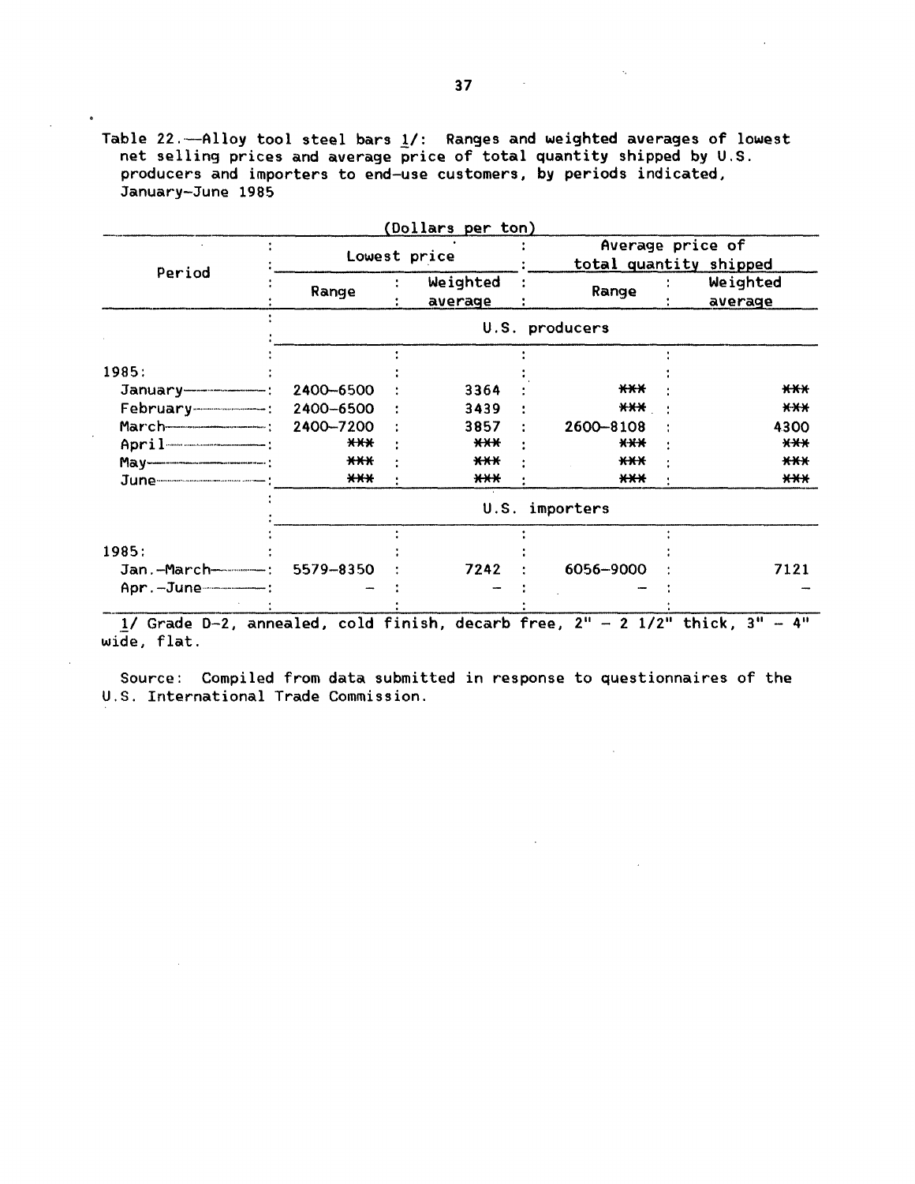Table 22.—Alloy tool steel bars 1/: Ranges and weighted averages of lowest net selling prices and average price of total quantity shipped by U.S. producers and importers to end-use customers, by periods indicated, January-June 1985

(Dollars per ton)

| Period | Lowest price | | Average price of total quantity shipped | |
|---|---|---|---|---|
| | Range | Weighted average | Range | Weighted average |
| | U.S. producers | | | |
| 1985: | | | | |
| January | 2400-6500 | 3364 | *** | *** |
| February | 2400-6500 | 3439 | *** | *** |
| March | 2400-7200 | 3857 | 2600-8108 | 4300 |
| April | *** | *** | *** | *** |
| May | *** | *** | *** | *** |
| June | *** | *** | *** | *** |
| | U.S. importers | | | |
| 1985: | | | | |
| Jan.-March | 5579-8350 | 7242 | 6056-9000 | 7121 |
| Apr.-June | - | - | - | - |

1/ Grade D-2, annealed, cold finish, decarb free, 2" - 2 1/2" thick, 3" - 4" wide, flat.

Source: Compiled from data submitted in response to questionnaires of the U.S. International Trade Commission.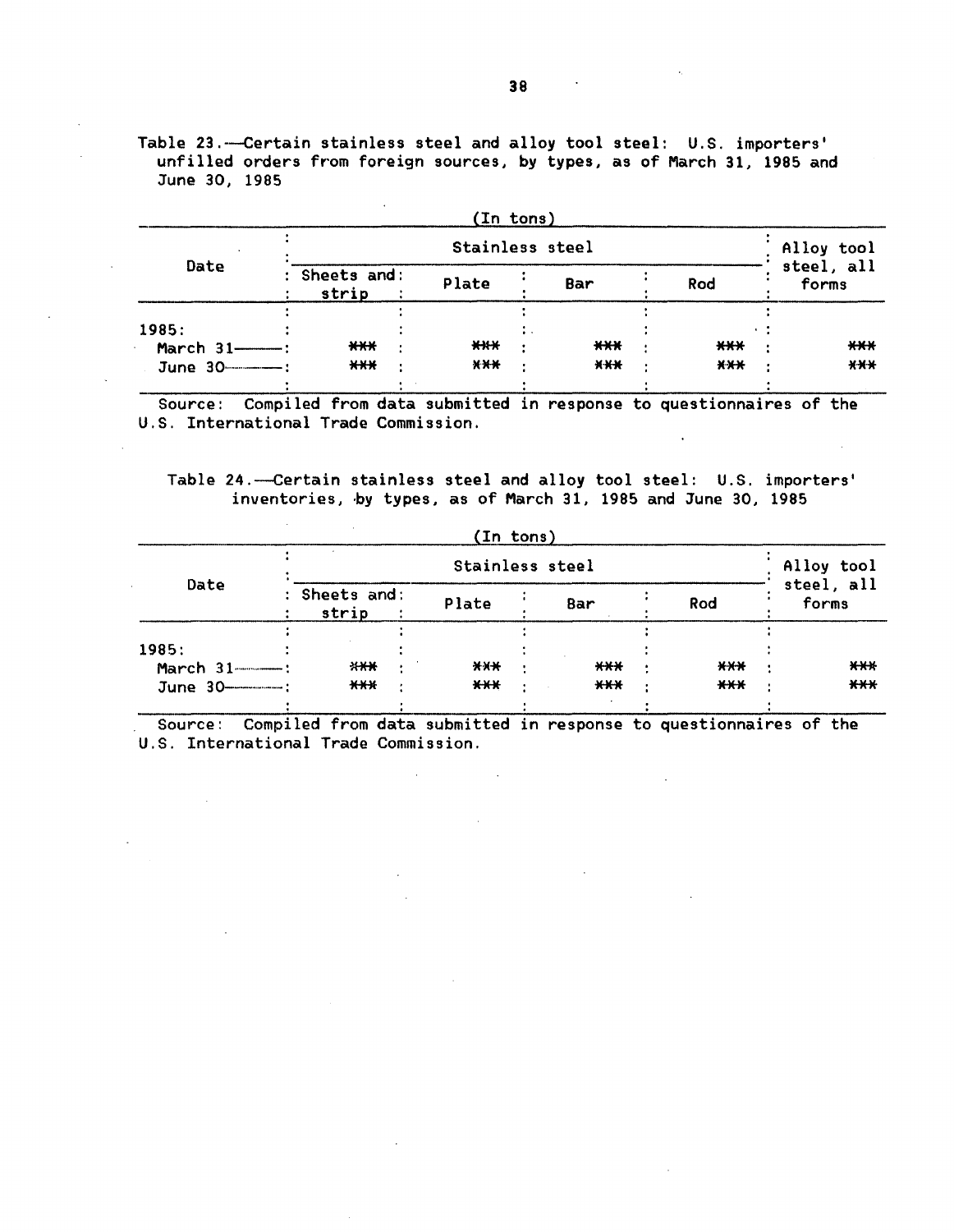Table 23.—Certain stainless steel and alloy tool steel: U.S. importers' unfilled orders from foreign sources, by types, as of March 31, 1985 and June 30, 1985

(In tons)

| Date | Stainless steel | | | | Alloy tool steel, all forms |
|---|---|---|---|---|---|
| | Sheets and strip | Plate | Bar | Rod | |
| 1985: | | | | | |
| March 31 | *** | *** | *** | *** | *** |
| June 30 | *** | *** | *** | *** | *** |

Source: Compiled from data submitted in response to questionnaires of the U.S. International Trade Commission.

Table 24.—Certain stainless steel and alloy tool steel: U.S. importers' inventories, by types, as of March 31, 1985 and June 30, 1985

(In tons)

| Date | Stainless steel | | | | Alloy tool steel, all forms |
|---|---|---|---|---|---|
| | Sheets and strip | Plate | Bar | Rod | |
| 1985: | | | | | |
| March 31 | *** | *** | *** | *** | *** |
| June 30 | *** | *** | *** | *** | *** |

Source: Compiled from data submitted in response to questionnaires of the U.S. International Trade Commission.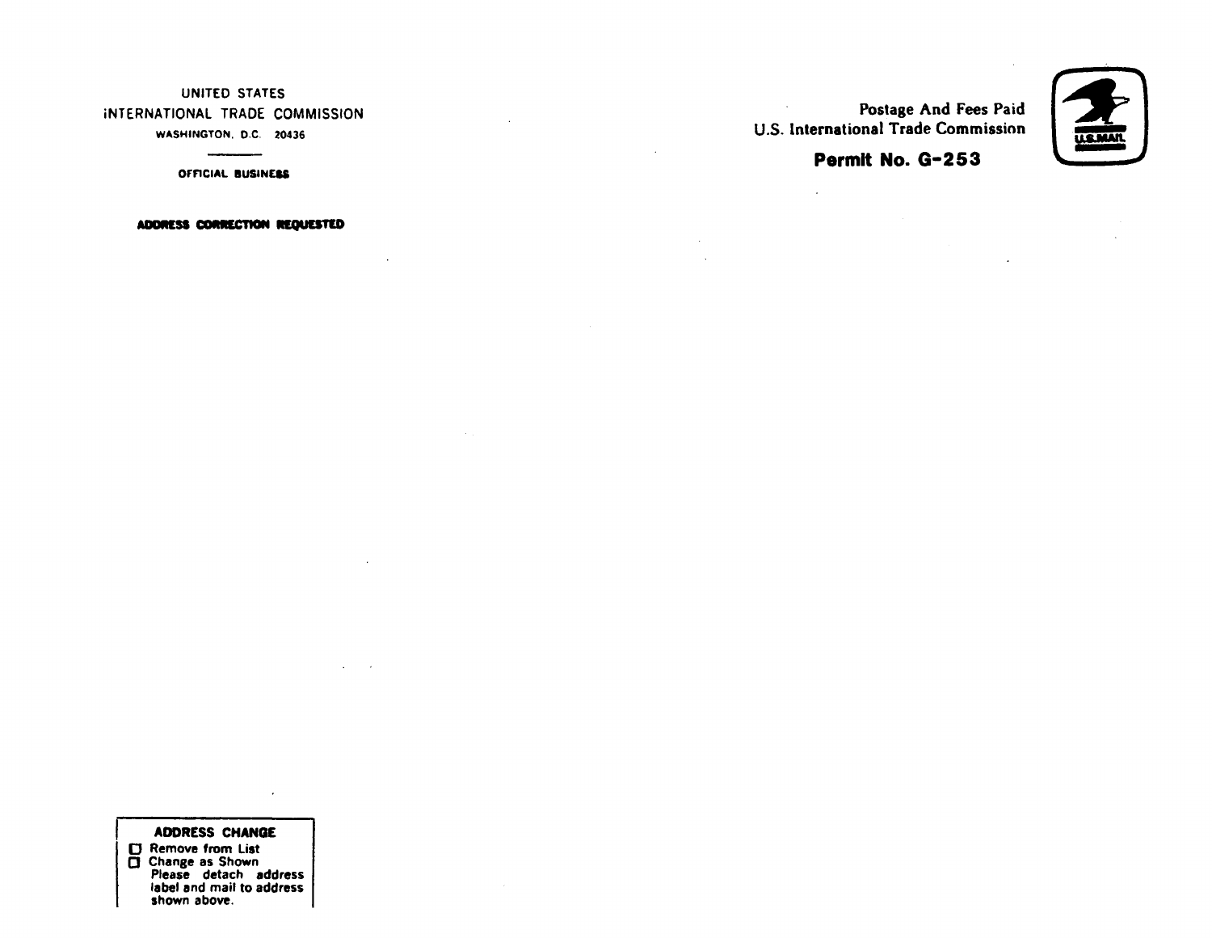UNITED STATES
INTERNATIONAL TRADE COMMISSION
WASHINGTON, D.C. 20436

OFFICIAL BUSINESS

ADDRESS CORRECTION REQUESTED

Postage And Fees Paid
U.S. International Trade Commission

**Permit No. G-253**

U.S.MAIL

**ADDRESS CHANGE**

☐ Remove from List
☐ Change as Shown
Please detach address label and mail to address shown above.